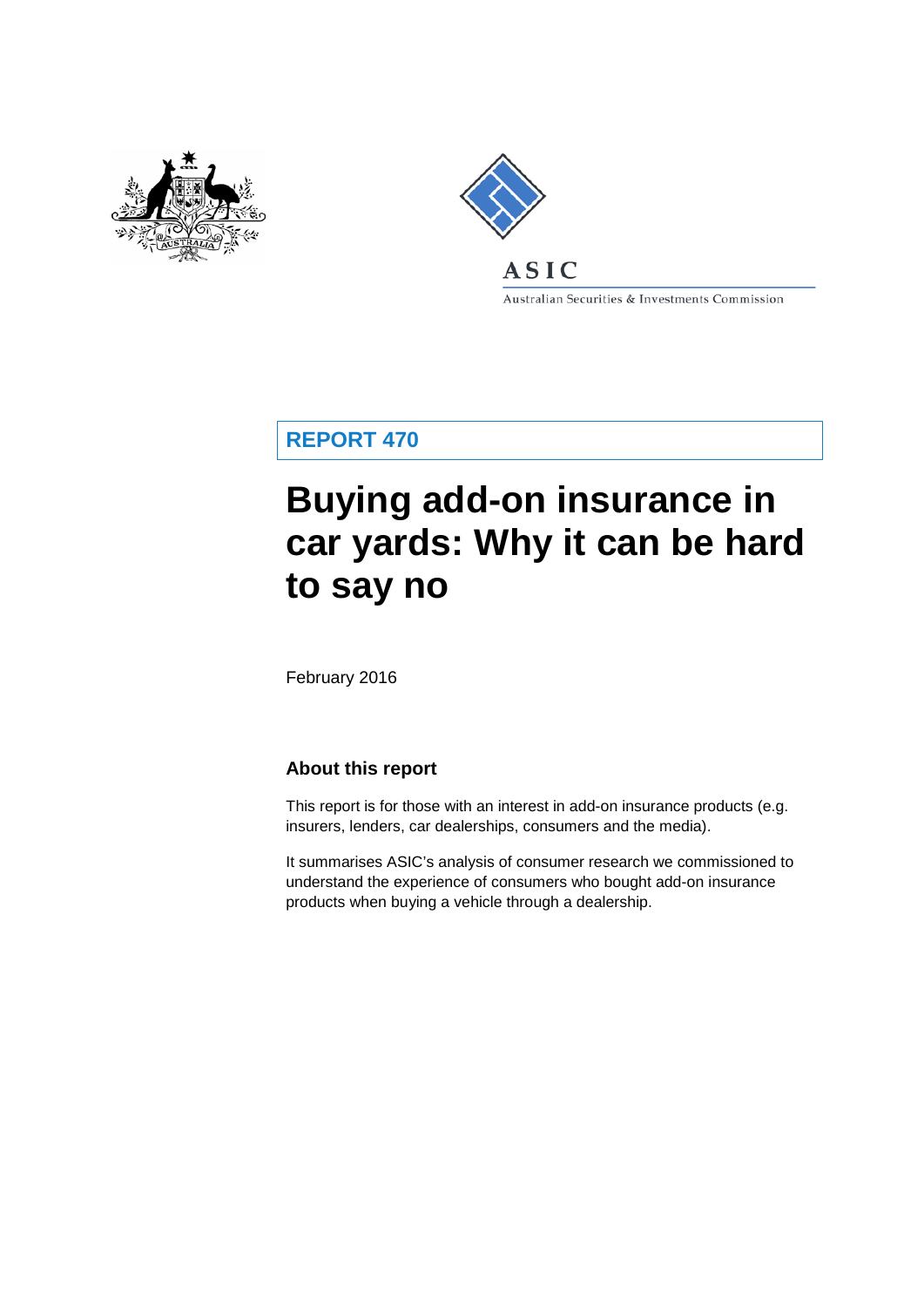ASIC

Australian Securities & Investments Commission

**REPORT 470**

# Buying add-on insurance in car yards: Why it can be hard to say no

February 2016

## About this report

This report is for those with an interest in add-on insurance products (e.g. insurers, lenders, car dealerships, consumers and the media).

It summarises ASIC's analysis of consumer research we commissioned to understand the experience of consumers who bought add-on insurance products when buying a vehicle through a dealership.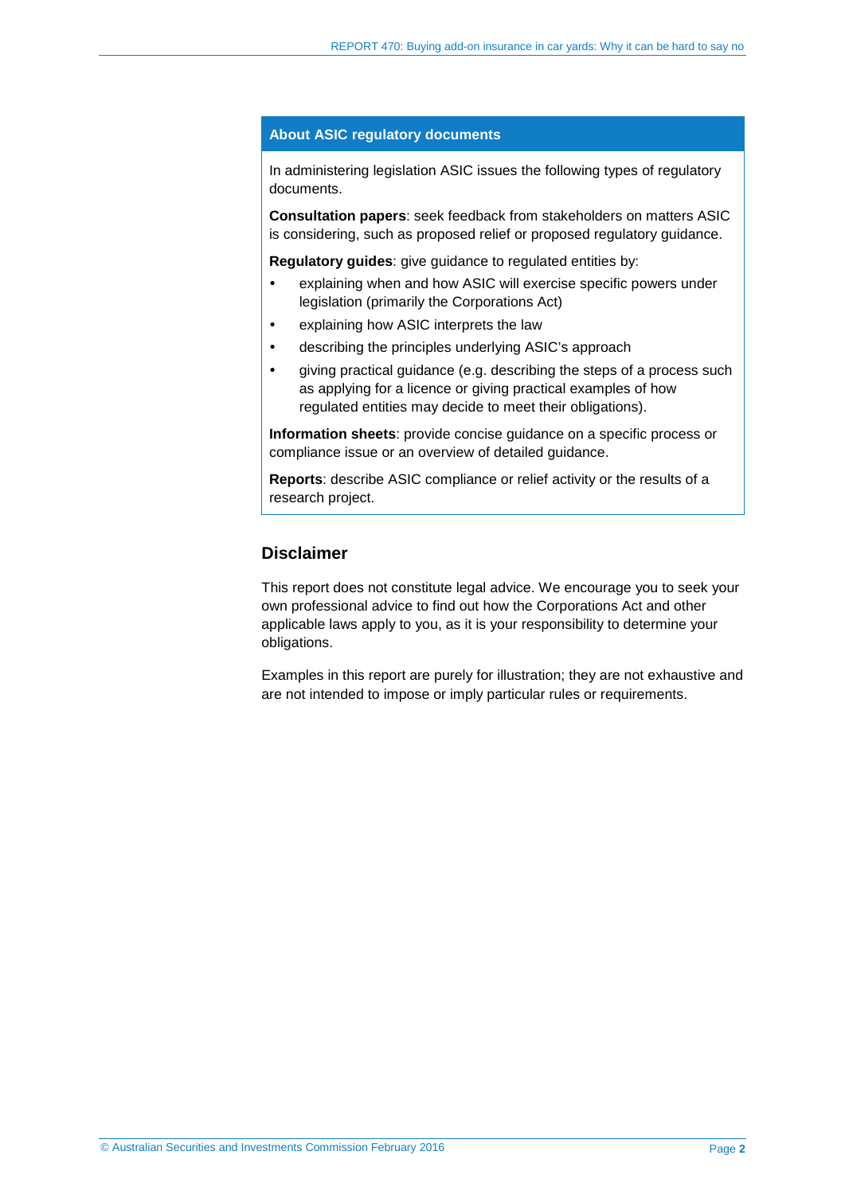## About ASIC regulatory documents

In administering legislation ASIC issues the following types of regulatory documents.

**Consultation papers**: seek feedback from stakeholders on matters ASIC is considering, such as proposed relief or proposed regulatory guidance.

**Regulatory guides**: give guidance to regulated entities by:

- explaining when and how ASIC will exercise specific powers under legislation (primarily the Corporations Act)
- explaining how ASIC interprets the law
- describing the principles underlying ASIC's approach
- giving practical guidance (e.g. describing the steps of a process such as applying for a licence or giving practical examples of how regulated entities may decide to meet their obligations).

**Information sheets**: provide concise guidance on a specific process or compliance issue or an overview of detailed guidance.

**Reports**: describe ASIC compliance or relief activity or the results of a research project.

## Disclaimer

This report does not constitute legal advice. We encourage you to seek your own professional advice to find out how the Corporations Act and other applicable laws apply to you, as it is your responsibility to determine your obligations.

Examples in this report are purely for illustration; they are not exhaustive and are not intended to impose or imply particular rules or requirements.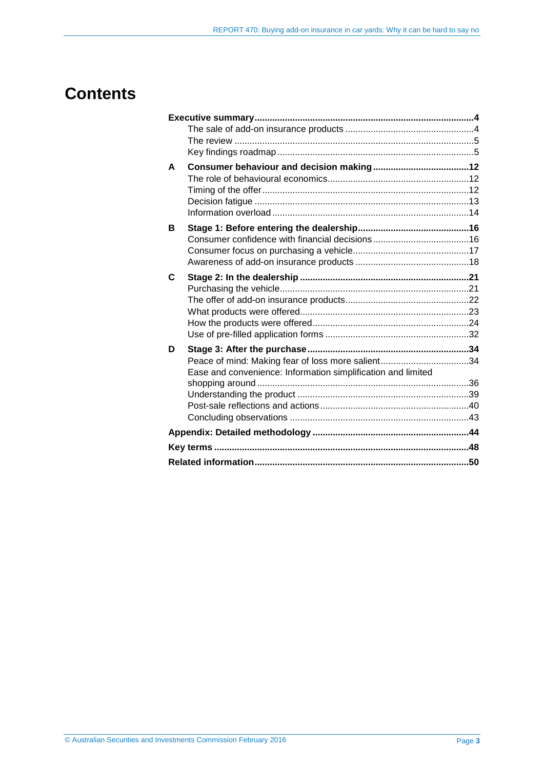# Contents

**Executive summary** ..... **4**

- The sale of add-on insurance products ..... 4
- The review ..... 5
- Key findings roadmap ..... 5

**A Consumer behaviour and decision making** ..... **12**

- The role of behavioural economics ..... 12
- Timing of the offer ..... 12
- Decision fatigue ..... 13
- Information overload ..... 14

**B Stage 1: Before entering the dealership** ..... **16**

- Consumer confidence with financial decisions ..... 16
- Consumer focus on purchasing a vehicle ..... 17
- Awareness of add-on insurance products ..... 18

**C Stage 2: In the dealership** ..... **21**

- Purchasing the vehicle ..... 21
- The offer of add-on insurance products ..... 22
- What products were offered ..... 23
- How the products were offered ..... 24
- Use of pre-filled application forms ..... 32

**D Stage 3: After the purchase** ..... **34**

- Peace of mind: Making fear of loss more salient ..... 34
- Ease and convenience: Information simplification and limited shopping around ..... 36
- Understanding the product ..... 39
- Post-sale reflections and actions ..... 40
- Concluding observations ..... 43

**Appendix: Detailed methodology** ..... **44**

**Key terms** ..... **48**

**Related information** ..... **50**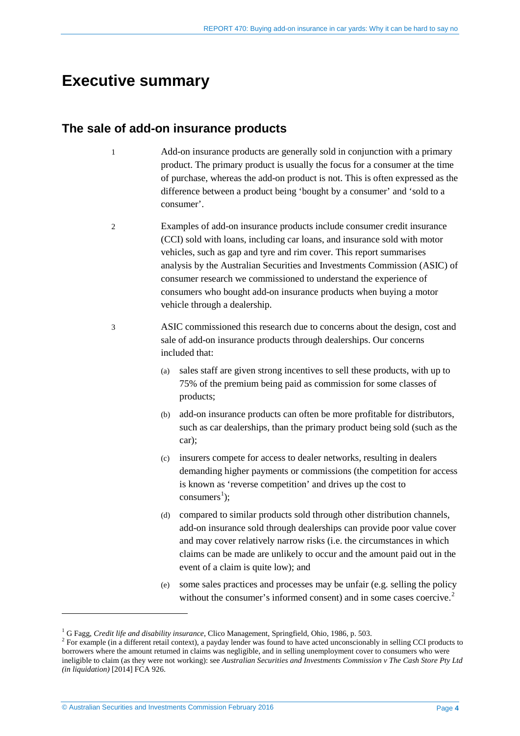# Executive summary

## The sale of add-on insurance products

1 Add-on insurance products are generally sold in conjunction with a primary product. The primary product is usually the focus for a consumer at the time of purchase, whereas the add-on product is not. This is often expressed as the difference between a product being 'bought by a consumer' and 'sold to a consumer'.

2 Examples of add-on insurance products include consumer credit insurance (CCI) sold with loans, including car loans, and insurance sold with motor vehicles, such as gap and tyre and rim cover. This report summarises analysis by the Australian Securities and Investments Commission (ASIC) of consumer research we commissioned to understand the experience of consumers who bought add-on insurance products when buying a motor vehicle through a dealership.

3 ASIC commissioned this research due to concerns about the design, cost and sale of add-on insurance products through dealerships. Our concerns included that:

(a) sales staff are given strong incentives to sell these products, with up to 75% of the premium being paid as commission for some classes of products;

(b) add-on insurance products can often be more profitable for distributors, such as car dealerships, than the primary product being sold (such as the car);

(c) insurers compete for access to dealer networks, resulting in dealers demanding higher payments or commissions (the competition for access is known as 'reverse competition' and drives up the cost to consumers[1]);

(d) compared to similar products sold through other distribution channels, add-on insurance sold through dealerships can provide poor value cover and may cover relatively narrow risks (i.e. the circumstances in which claims can be made are unlikely to occur and the amount paid out in the event of a claim is quite low); and

(e) some sales practices and processes may be unfair (e.g. selling the policy without the consumer's informed consent) and in some cases coercive.[2]

---

[1] G Fagg, *Credit life and disability insurance*, Clico Management, Springfield, Ohio, 1986, p. 503.

[2] For example (in a different retail context), a payday lender was found to have acted unconscionably in selling CCI products to borrowers where the amount returned in claims was negligible, and in selling unemployment cover to consumers who were ineligible to claim (as they were not working): see *Australian Securities and Investments Commission v The Cash Store Pty Ltd (in liquidation)* [2014] FCA 926.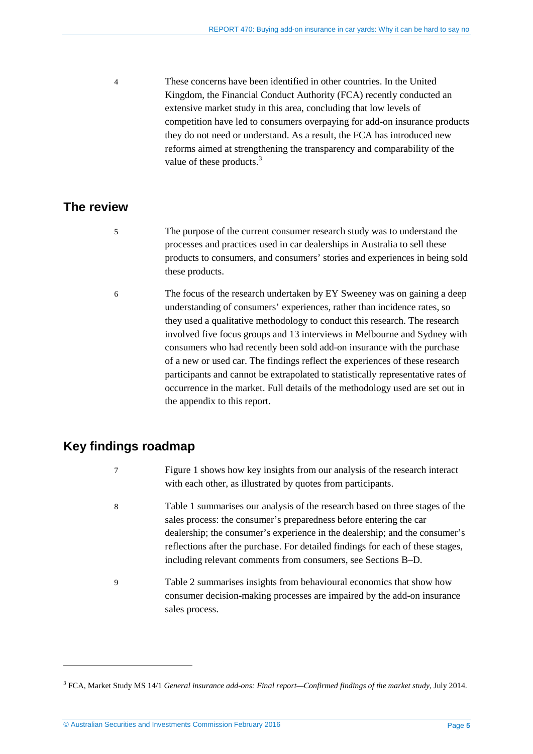4 These concerns have been identified in other countries. In the United Kingdom, the Financial Conduct Authority (FCA) recently conducted an extensive market study in this area, concluding that low levels of competition have led to consumers overpaying for add-on insurance products they do not need or understand. As a result, the FCA has introduced new reforms aimed at strengthening the transparency and comparability of the value of these products.[3]

## The review

5 The purpose of the current consumer research study was to understand the processes and practices used in car dealerships in Australia to sell these products to consumers, and consumers' stories and experiences in being sold these products.

6 The focus of the research undertaken by EY Sweeney was on gaining a deep understanding of consumers' experiences, rather than incidence rates, so they used a qualitative methodology to conduct this research. The research involved five focus groups and 13 interviews in Melbourne and Sydney with consumers who had recently been sold add-on insurance with the purchase of a new or used car. The findings reflect the experiences of these research participants and cannot be extrapolated to statistically representative rates of occurrence in the market. Full details of the methodology used are set out in the appendix to this report.

## Key findings roadmap

7 Figure 1 shows how key insights from our analysis of the research interact with each other, as illustrated by quotes from participants.

8 Table 1 summarises our analysis of the research based on three stages of the sales process: the consumer's preparedness before entering the car dealership; the consumer's experience in the dealership; and the consumer's reflections after the purchase. For detailed findings for each of these stages, including relevant comments from consumers, see Sections B–D.

9 Table 2 summarises insights from behavioural economics that show how consumer decision-making processes are impaired by the add-on insurance sales process.

---

[3] FCA, Market Study MS 14/1 *General insurance add-ons: Final report—Confirmed findings of the market study*, July 2014.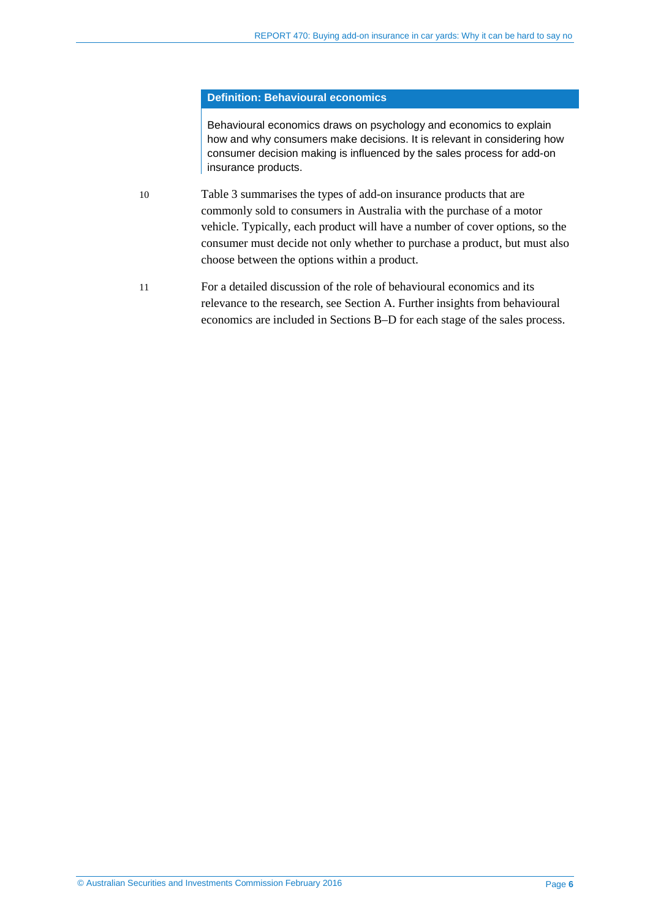**Definition: Behavioural economics**

Behavioural economics draws on psychology and economics to explain how and why consumers make decisions. It is relevant in considering how consumer decision making is influenced by the sales process for add-on insurance products.

10 Table 3 summarises the types of add-on insurance products that are commonly sold to consumers in Australia with the purchase of a motor vehicle. Typically, each product will have a number of cover options, so the consumer must decide not only whether to purchase a product, but must also choose between the options within a product.

11 For a detailed discussion of the role of behavioural economics and its relevance to the research, see Section A. Further insights from behavioural economics are included in Sections B–D for each stage of the sales process.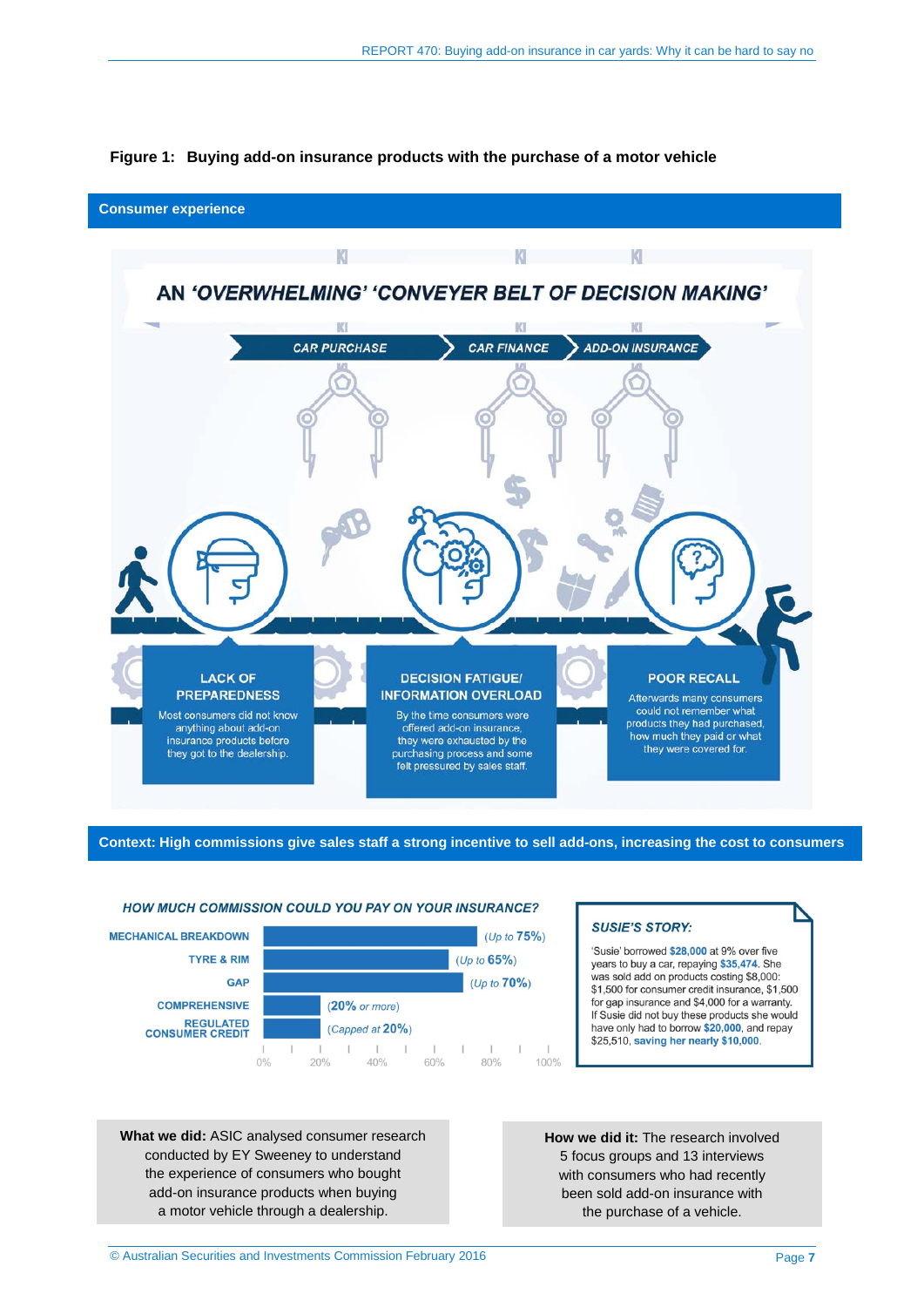**Figure 1: Buying add-on insurance products with the purchase of a motor vehicle**

**Consumer experience**

AN 'OVERWHELMING' 'CONVEYER BELT OF DECISION MAKING'

CAR PURCHASE

CAR FINANCE

ADD-ON INSURANCE

**LACK OF PREPAREDNESS**

Most consumers did not know anything about add-on insurance products before they got to the dealership.

**DECISION FATIGUE/ INFORMATION OVERLOAD**

By the time consumers were offered add-on insurance, they were exhausted by the purchasing process and some felt pressured by sales staff.

**POOR RECALL**

Afterwards many consumers could not remember what products they had purchased, how much they paid or what they were covered for.

**Context: High commissions give sales staff a strong incentive to sell add-ons, increasing the cost to consumers**

*HOW MUCH COMMISSION COULD YOU PAY ON YOUR INSURANCE?*

MECHANICAL BREAKDOWN (Up to 75%)

TYRE & RIM (Up to 65%)

GAP (Up to 70%)

COMPREHENSIVE (20% or more)

REGULATED CONSUMER CREDIT (Capped at 20%)

0% 20% 40% 60% 80% 100%

*SUSIE'S STORY:*

'Susie' borrowed $28,000 at 9% over five years to buy a car, repaying $35,474. She was sold add on products costing $8,000: $1,500 for consumer credit insurance, $1,500 for gap insurance and $4,000 for a warranty. If Susie did not buy these products she would have only had to borrow $20,000, and repay $25,510, **saving her nearly $10,000.**

**What we did:** ASIC analysed consumer research conducted by EY Sweeney to understand the experience of consumers who bought add-on insurance products when buying a motor vehicle through a dealership.

**How we did it:** The research involved 5 focus groups and 13 interviews with consumers who had recently been sold add-on insurance with the purchase of a vehicle.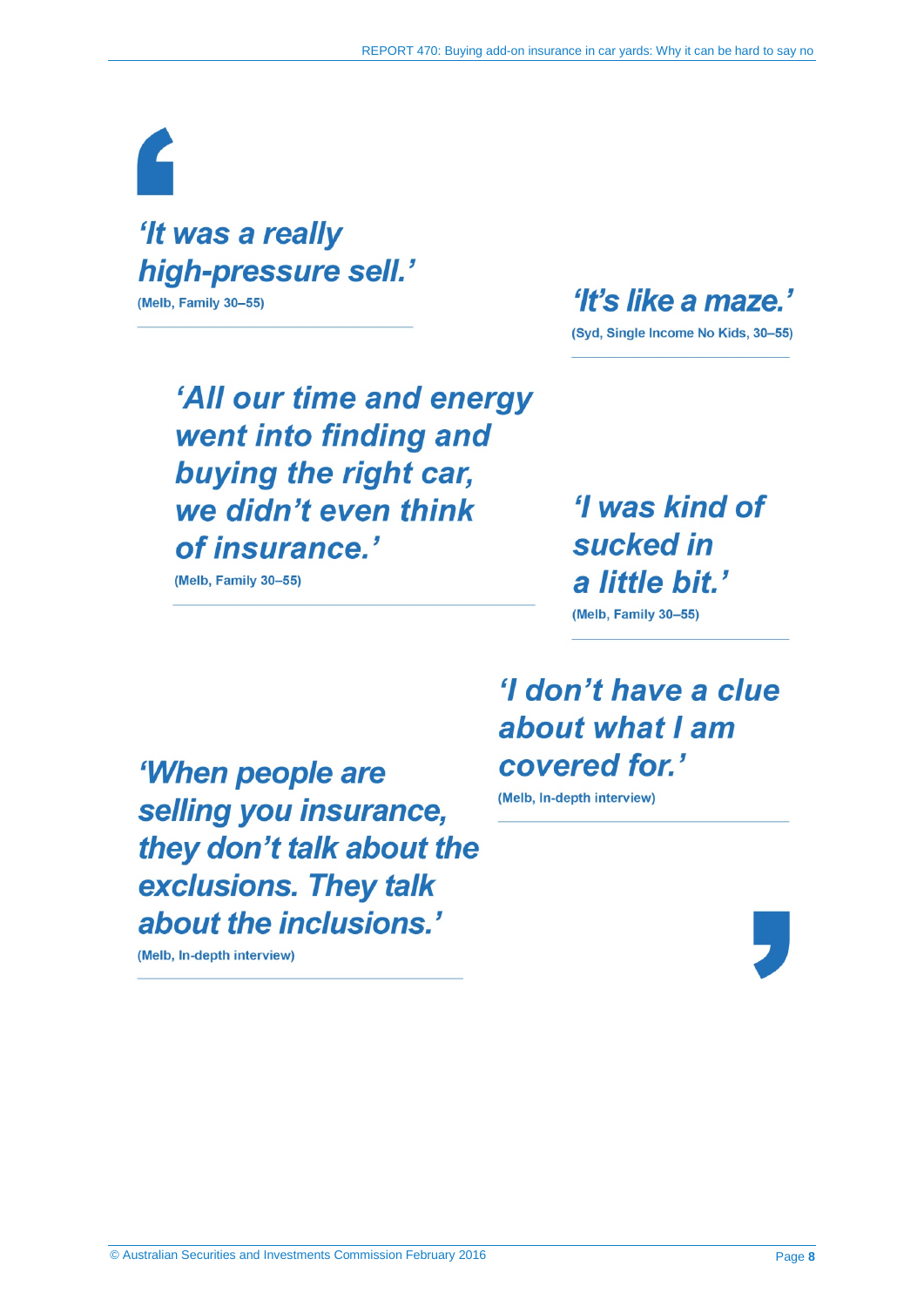*'It was a really high-pressure sell.'*

(Melb, Family 30–55)

*'It's like a maze.'*

(Syd, Single Income No Kids, 30–55)

*'All our time and energy went into finding and buying the right car, we didn't even think of insurance.'*

(Melb, Family 30–55)

*'I was kind of sucked in a little bit.'*

(Melb, Family 30–55)

*'I don't have a clue about what I am covered for.'*

(Melb, In-depth interview)

*'When people are selling you insurance, they don't talk about the exclusions. They talk about the inclusions.'*

(Melb, In-depth interview)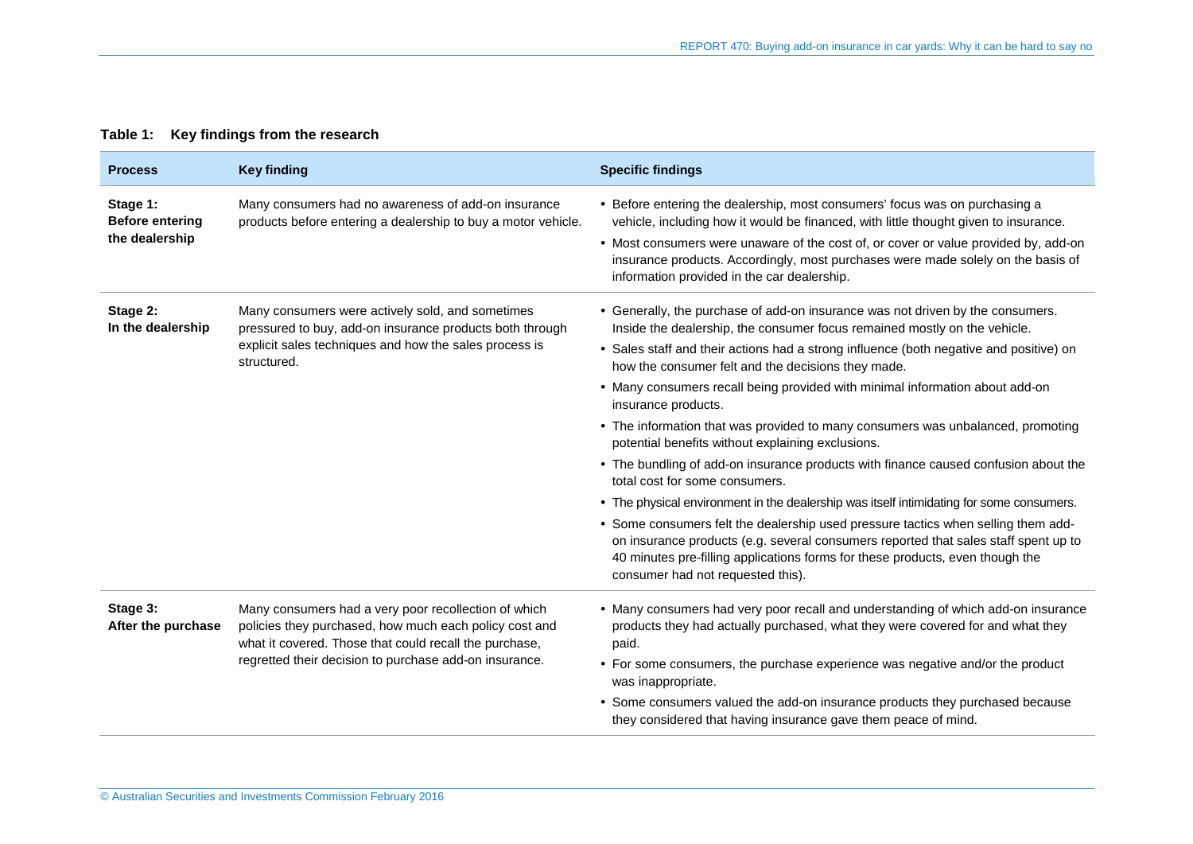**Table 1: Key findings from the research**

| Process | Key finding | Specific findings |
|---|---|---|
| **Stage 1: Before entering the dealership** | Many consumers had no awareness of add-on insurance products before entering a dealership to buy a motor vehicle. | • Before entering the dealership, most consumers' focus was on purchasing a vehicle, including how it would be financed, with little thought given to insurance.<br>• Most consumers were unaware of the cost of, or cover or value provided by, add-on insurance products. Accordingly, most purchases were made solely on the basis of information provided in the car dealership. |
| **Stage 2: In the dealership** | Many consumers were actively sold, and sometimes pressured to buy, add-on insurance products both through explicit sales techniques and how the sales process is structured. | • Generally, the purchase of add-on insurance was not driven by the consumers. Inside the dealership, the consumer focus remained mostly on the vehicle.<br>• Sales staff and their actions had a strong influence (both negative and positive) on how the consumer felt and the decisions they made.<br>• Many consumers recall being provided with minimal information about add-on insurance products.<br>• The information that was provided to many consumers was unbalanced, promoting potential benefits without explaining exclusions.<br>• The bundling of add-on insurance products with finance caused confusion about the total cost for some consumers.<br>• The physical environment in the dealership was itself intimidating for some consumers.<br>• Some consumers felt the dealership used pressure tactics when selling them add-on insurance products (e.g. several consumers reported that sales staff spent up to 40 minutes pre-filling applications forms for these products, even though the consumer had not requested this). |
| **Stage 3: After the purchase** | Many consumers had a very poor recollection of which policies they purchased, how much each policy cost and what it covered. Those that could recall the purchase, regretted their decision to purchase add-on insurance. | • Many consumers had very poor recall and understanding of which add-on insurance products they had actually purchased, what they were covered for and what they paid.<br>• For some consumers, the purchase experience was negative and/or the product was inappropriate.<br>• Some consumers valued the add-on insurance products they purchased because they considered that having insurance gave them peace of mind. |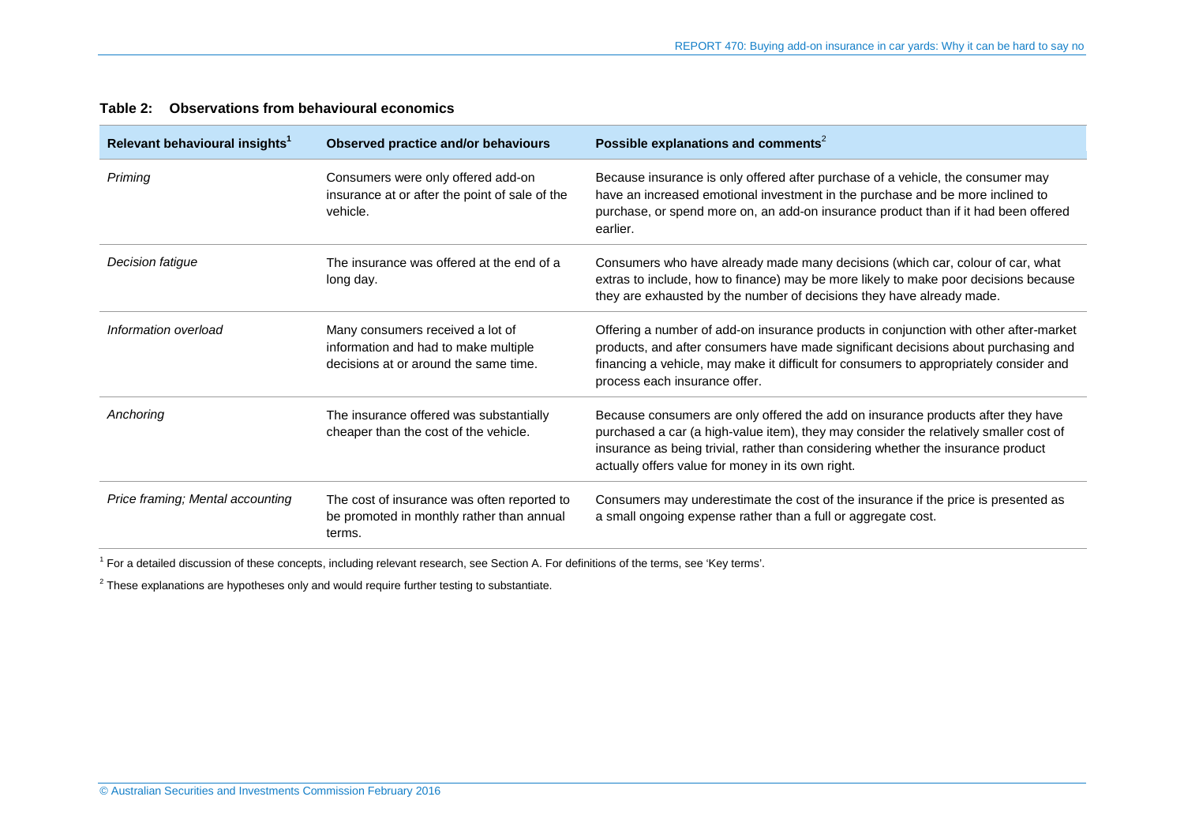**Table 2: Observations from behavioural economics**

| Relevant behavioural insights[1] | Observed practice and/or behaviours | Possible explanations and comments[2] |
|---|---|---|
| *Priming* | Consumers were only offered add-on insurance at or after the point of sale of the vehicle. | Because insurance is only offered after purchase of a vehicle, the consumer may have an increased emotional investment in the purchase and be more inclined to purchase, or spend more on, an add-on insurance product than if it had been offered earlier. |
| *Decision fatigue* | The insurance was offered at the end of a long day. | Consumers who have already made many decisions (which car, colour of car, what extras to include, how to finance) may be more likely to make poor decisions because they are exhausted by the number of decisions they have already made. |
| *Information overload* | Many consumers received a lot of information and had to make multiple decisions at or around the same time. | Offering a number of add-on insurance products in conjunction with other after-market products, and after consumers have made significant decisions about purchasing and financing a vehicle, may make it difficult for consumers to appropriately consider and process each insurance offer. |
| *Anchoring* | The insurance offered was substantially cheaper than the cost of the vehicle. | Because consumers are only offered the add on insurance products after they have purchased a car (a high-value item), they may consider the relatively smaller cost of insurance as being trivial, rather than considering whether the insurance product actually offers value for money in its own right. |
| *Price framing; Mental accounting* | The cost of insurance was often reported to be promoted in monthly rather than annual terms. | Consumers may underestimate the cost of the insurance if the price is presented as a small ongoing expense rather than a full or aggregate cost. |

[1] For a detailed discussion of these concepts, including relevant research, see Section A. For definitions of the terms, see 'Key terms'.

[2] These explanations are hypotheses only and would require further testing to substantiate.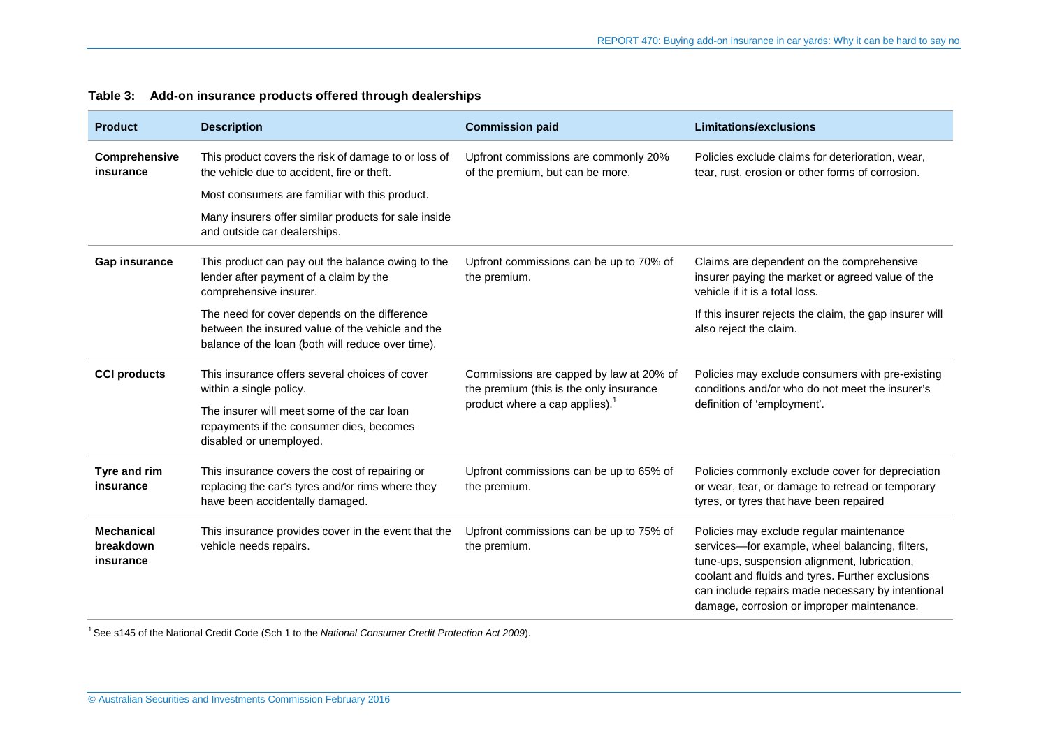**Table 3: Add-on insurance products offered through dealerships**

| Product | Description | Commission paid | Limitations/exclusions |
|---|---|---|---|
| **Comprehensive insurance** | This product covers the risk of damage to or loss of the vehicle due to accident, fire or theft. Most consumers are familiar with this product. Many insurers offer similar products for sale inside and outside car dealerships. | Upfront commissions are commonly 20% of the premium, but can be more. | Policies exclude claims for deterioration, wear, tear, rust, erosion or other forms of corrosion. |
| **Gap insurance** | This product can pay out the balance owing to the lender after payment of a claim by the comprehensive insurer. The need for cover depends on the difference between the insured value of the vehicle and the balance of the loan (both will reduce over time). | Upfront commissions can be up to 70% of the premium. | Claims are dependent on the comprehensive insurer paying the market or agreed value of the vehicle if it is a total loss. If this insurer rejects the claim, the gap insurer will also reject the claim. |
| **CCI products** | This insurance offers several choices of cover within a single policy. The insurer will meet some of the car loan repayments if the consumer dies, becomes disabled or unemployed. | Commissions are capped by law at 20% of the premium (this is the only insurance product where a cap applies).[1] | Policies may exclude consumers with pre-existing conditions and/or who do not meet the insurer's definition of 'employment'. |
| **Tyre and rim insurance** | This insurance covers the cost of repairing or replacing the car's tyres and/or rims where they have been accidentally damaged. | Upfront commissions can be up to 65% of the premium. | Policies commonly exclude cover for depreciation or wear, tear, or damage to retread or temporary tyres, or tyres that have been repaired |
| **Mechanical breakdown insurance** | This insurance provides cover in the event that the vehicle needs repairs. | Upfront commissions can be up to 75% of the premium. | Policies may exclude regular maintenance services—for example, wheel balancing, filters, tune-ups, suspension alignment, lubrication, coolant and fluids and tyres. Further exclusions can include repairs made necessary by intentional damage, corrosion or improper maintenance. |

[1] See s145 of the National Credit Code (Sch 1 to the *National Consumer Credit Protection Act 2009*).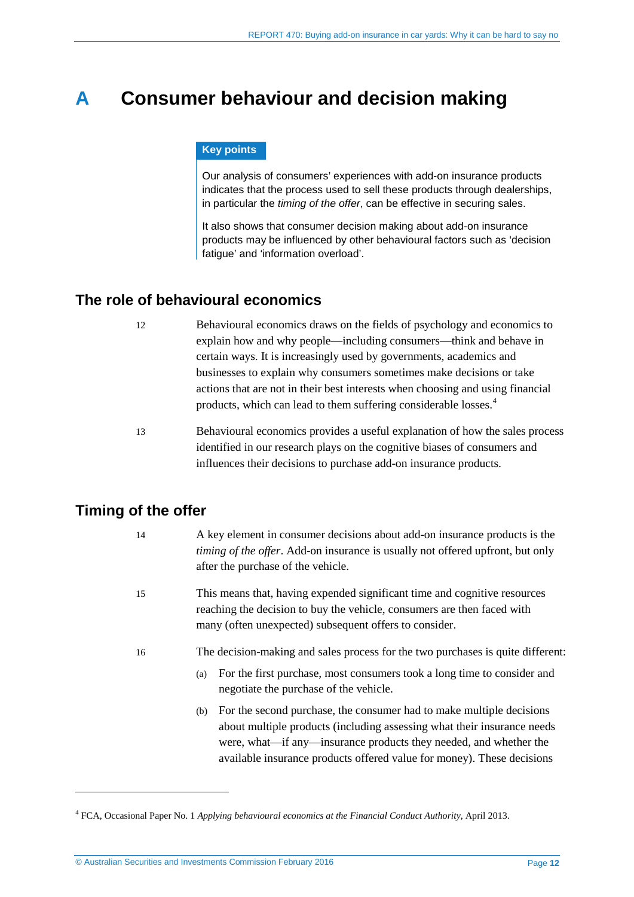# A Consumer behaviour and decision making

**Key points**

Our analysis of consumers' experiences with add-on insurance products indicates that the process used to sell these products through dealerships, in particular the *timing of the offer*, can be effective in securing sales.

It also shows that consumer decision making about add-on insurance products may be influenced by other behavioural factors such as 'decision fatigue' and 'information overload'.

## The role of behavioural economics

12 Behavioural economics draws on the fields of psychology and economics to explain how and why people—including consumers—think and behave in certain ways. It is increasingly used by governments, academics and businesses to explain why consumers sometimes make decisions or take actions that are not in their best interests when choosing and using financial products, which can lead to them suffering considerable losses.[4]

13 Behavioural economics provides a useful explanation of how the sales process identified in our research plays on the cognitive biases of consumers and influences their decisions to purchase add-on insurance products.

## Timing of the offer

14 A key element in consumer decisions about add-on insurance products is the *timing of the offer*. Add-on insurance is usually not offered upfront, but only after the purchase of the vehicle.

15 This means that, having expended significant time and cognitive resources reaching the decision to buy the vehicle, consumers are then faced with many (often unexpected) subsequent offers to consider.

16 The decision-making and sales process for the two purchases is quite different:

(a) For the first purchase, most consumers took a long time to consider and negotiate the purchase of the vehicle.

(b) For the second purchase, the consumer had to make multiple decisions about multiple products (including assessing what their insurance needs were, what—if any—insurance products they needed, and whether the available insurance products offered value for money). These decisions

[4] FCA, Occasional Paper No. 1 *Applying behavioural economics at the Financial Conduct Authority*, April 2013.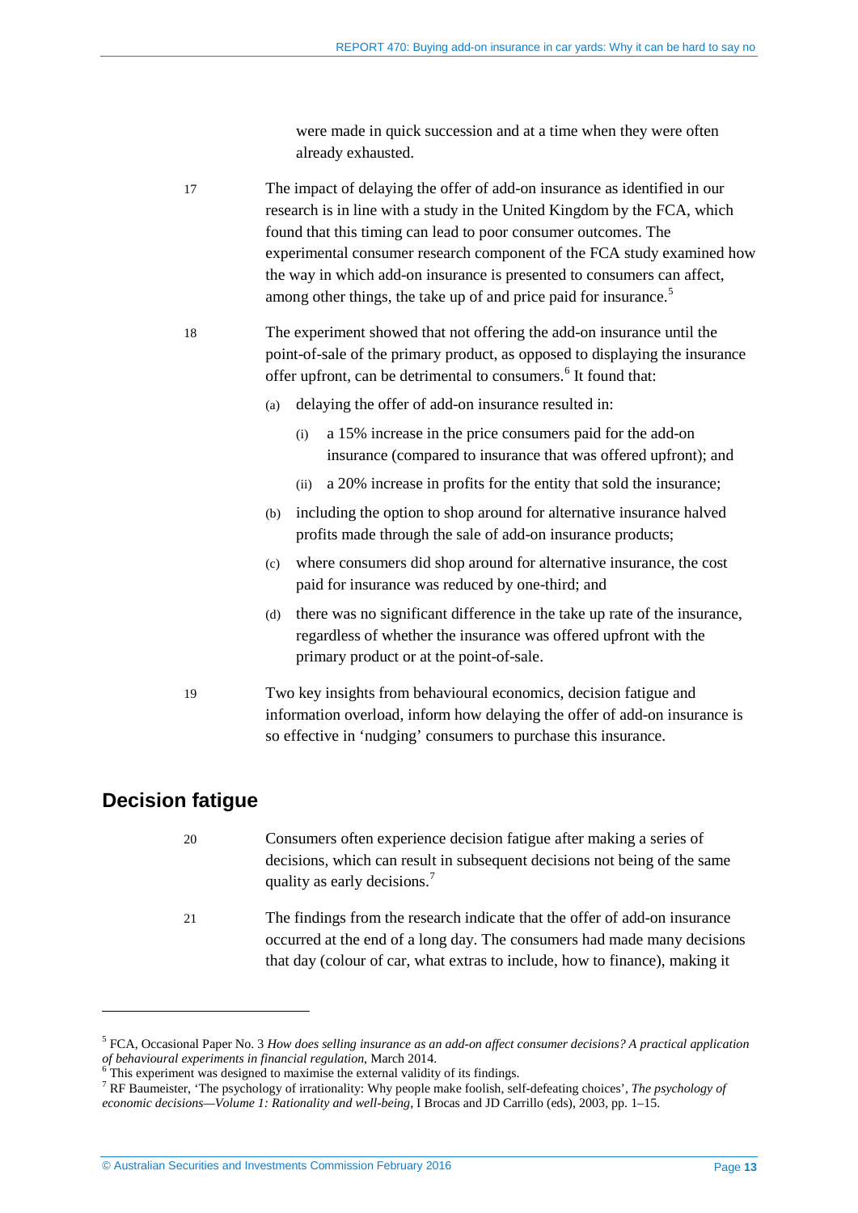were made in quick succession and at a time when they were often already exhausted.

17 The impact of delaying the offer of add-on insurance as identified in our research is in line with a study in the United Kingdom by the FCA, which found that this timing can lead to poor consumer outcomes. The experimental consumer research component of the FCA study examined how the way in which add-on insurance is presented to consumers can affect, among other things, the take up of and price paid for insurance.[5]

18 The experiment showed that not offering the add-on insurance until the point-of-sale of the primary product, as opposed to displaying the insurance offer upfront, can be detrimental to consumers.[6] It found that:

(a) delaying the offer of add-on insurance resulted in:

(i) a 15% increase in the price consumers paid for the add-on insurance (compared to insurance that was offered upfront); and

(ii) a 20% increase in profits for the entity that sold the insurance;

(b) including the option to shop around for alternative insurance halved profits made through the sale of add-on insurance products;

(c) where consumers did shop around for alternative insurance, the cost paid for insurance was reduced by one-third; and

(d) there was no significant difference in the take up rate of the insurance, regardless of whether the insurance was offered upfront with the primary product or at the point-of-sale.

19 Two key insights from behavioural economics, decision fatigue and information overload, inform how delaying the offer of add-on insurance is so effective in 'nudging' consumers to purchase this insurance.

## Decision fatigue

20 Consumers often experience decision fatigue after making a series of decisions, which can result in subsequent decisions not being of the same quality as early decisions.[7]

21 The findings from the research indicate that the offer of add-on insurance occurred at the end of a long day. The consumers had made many decisions that day (colour of car, what extras to include, how to finance), making it

---

[5] FCA, Occasional Paper No. 3 *How does selling insurance as an add-on affect consumer decisions? A practical application of behavioural experiments in financial regulation*, March 2014.

[6] This experiment was designed to maximise the external validity of its findings.

[7] RF Baumeister, 'The psychology of irrationality: Why people make foolish, self-defeating choices', *The psychology of economic decisions—Volume 1: Rationality and well-being*, I Brocas and JD Carrillo (eds), 2003, pp. 1–15.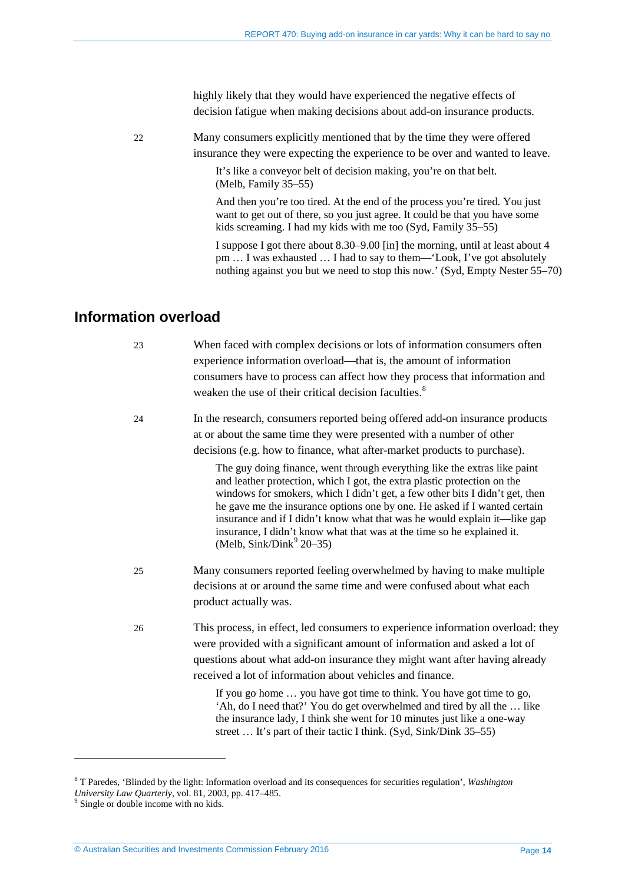highly likely that they would have experienced the negative effects of decision fatigue when making decisions about add-on insurance products.

22 Many consumers explicitly mentioned that by the time they were offered insurance they were expecting the experience to be over and wanted to leave.

> It's like a conveyor belt of decision making, you're on that belt. (Melb, Family 35–55)

> And then you're too tired. At the end of the process you're tired. You just want to get out of there, so you just agree. It could be that you have some kids screaming. I had my kids with me too (Syd, Family 35–55)

> I suppose I got there about 8.30–9.00 [in] the morning, until at least about 4 pm … I was exhausted … I had to say to them—'Look, I've got absolutely nothing against you but we need to stop this now.' (Syd, Empty Nester 55–70)

## Information overload

23 When faced with complex decisions or lots of information consumers often experience information overload—that is, the amount of information consumers have to process can affect how they process that information and weaken the use of their critical decision faculties.[8]

24 In the research, consumers reported being offered add-on insurance products at or about the same time they were presented with a number of other decisions (e.g. how to finance, what after-market products to purchase).

> The guy doing finance, went through everything like the extras like paint and leather protection, which I got, the extra plastic protection on the windows for smokers, which I didn't get, a few other bits I didn't get, then he gave me the insurance options one by one. He asked if I wanted certain insurance and if I didn't know what that was he would explain it—like gap insurance, I didn't know what that was at the time so he explained it. (Melb, Sink/Dink[9] 20–35)

25 Many consumers reported feeling overwhelmed by having to make multiple decisions at or around the same time and were confused about what each product actually was.

26 This process, in effect, led consumers to experience information overload: they were provided with a significant amount of information and asked a lot of questions about what add-on insurance they might want after having already received a lot of information about vehicles and finance.

> If you go home … you have got time to think. You have got time to go, 'Ah, do I need that?' You do get overwhelmed and tired by all the … like the insurance lady, I think she went for 10 minutes just like a one-way street … It's part of their tactic I think. (Syd, Sink/Dink 35–55)

---

[8] T Paredes, 'Blinded by the light: Information overload and its consequences for securities regulation', *Washington University Law Quarterly*, vol. 81, 2003, pp. 417–485.

[9] Single or double income with no kids.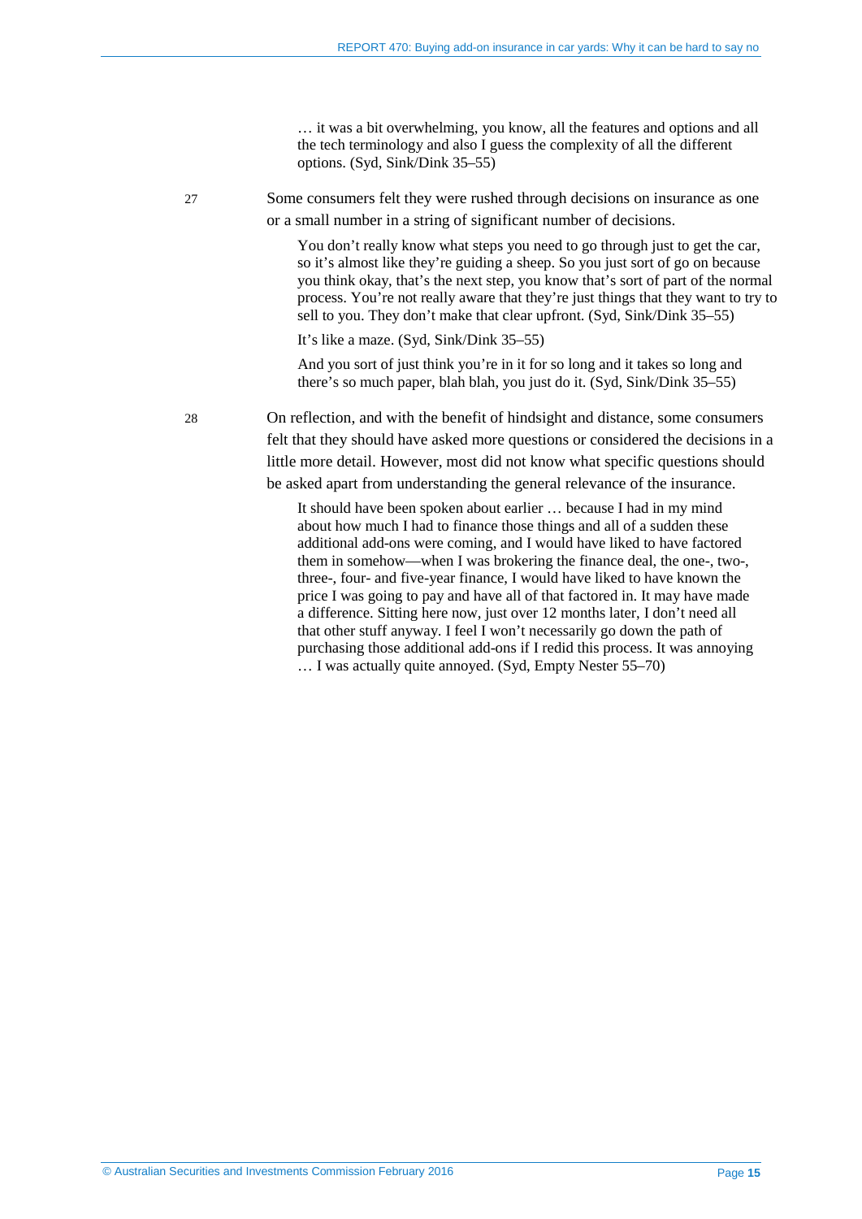> … it was a bit overwhelming, you know, all the features and options and all the tech terminology and also I guess the complexity of all the different options. (Syd, Sink/Dink 35–55)

27 Some consumers felt they were rushed through decisions on insurance as one or a small number in a string of significant number of decisions.

> You don't really know what steps you need to go through just to get the car, so it's almost like they're guiding a sheep. So you just sort of go on because you think okay, that's the next step, you know that's sort of part of the normal process. You're not really aware that they're just things that they want to try to sell to you. They don't make that clear upfront. (Syd, Sink/Dink 35–55)
>
> It's like a maze. (Syd, Sink/Dink 35–55)
>
> And you sort of just think you're in it for so long and it takes so long and there's so much paper, blah blah, you just do it. (Syd, Sink/Dink 35–55)

28 On reflection, and with the benefit of hindsight and distance, some consumers felt that they should have asked more questions or considered the decisions in a little more detail. However, most did not know what specific questions should be asked apart from understanding the general relevance of the insurance.

> It should have been spoken about earlier … because I had in my mind about how much I had to finance those things and all of a sudden these additional add-ons were coming, and I would have liked to have factored them in somehow—when I was brokering the finance deal, the one-, two-, three-, four- and five-year finance, I would have liked to have known the price I was going to pay and have all of that factored in. It may have made a difference. Sitting here now, just over 12 months later, I don't need all that other stuff anyway. I feel I won't necessarily go down the path of purchasing those additional add-ons if I redid this process. It was annoying … I was actually quite annoyed. (Syd, Empty Nester 55–70)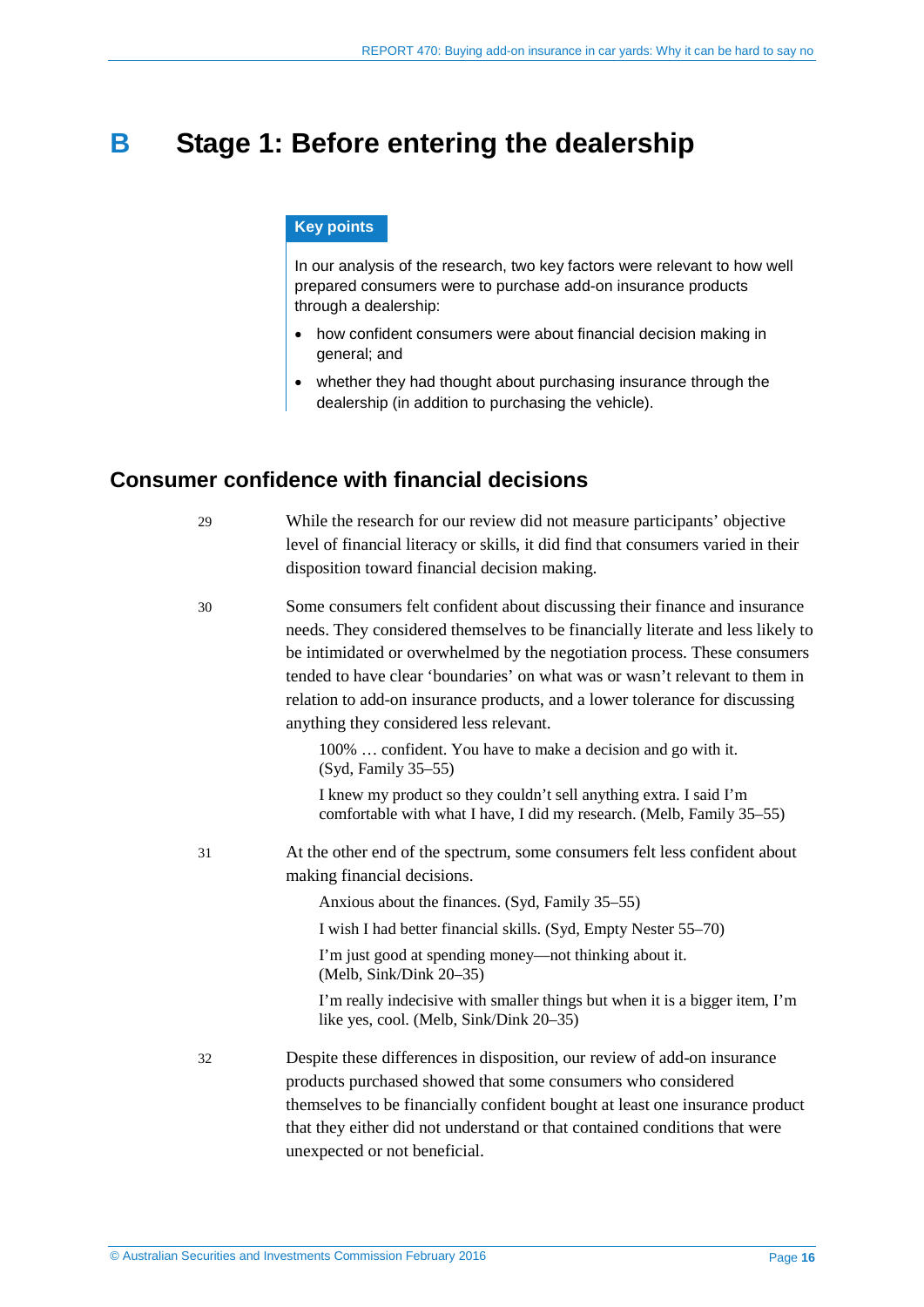# B Stage 1: Before entering the dealership

**Key points**

In our analysis of the research, two key factors were relevant to how well prepared consumers were to purchase add-on insurance products through a dealership:

- how confident consumers were about financial decision making in general; and
- whether they had thought about purchasing insurance through the dealership (in addition to purchasing the vehicle).

## Consumer confidence with financial decisions

29 While the research for our review did not measure participants' objective level of financial literacy or skills, it did find that consumers varied in their disposition toward financial decision making.

30 Some consumers felt confident about discussing their finance and insurance needs. They considered themselves to be financially literate and less likely to be intimidated or overwhelmed by the negotiation process. These consumers tended to have clear 'boundaries' on what was or wasn't relevant to them in relation to add-on insurance products, and a lower tolerance for discussing anything they considered less relevant.

> 100% … confident. You have to make a decision and go with it. (Syd, Family 35–55)
>
> I knew my product so they couldn't sell anything extra. I said I'm comfortable with what I have, I did my research. (Melb, Family 35–55)

31 At the other end of the spectrum, some consumers felt less confident about making financial decisions.

> Anxious about the finances. (Syd, Family 35–55)
>
> I wish I had better financial skills. (Syd, Empty Nester 55–70)
>
> I'm just good at spending money—not thinking about it. (Melb, Sink/Dink 20–35)
>
> I'm really indecisive with smaller things but when it is a bigger item, I'm like yes, cool. (Melb, Sink/Dink 20–35)

32 Despite these differences in disposition, our review of add-on insurance products purchased showed that some consumers who considered themselves to be financially confident bought at least one insurance product that they either did not understand or that contained conditions that were unexpected or not beneficial.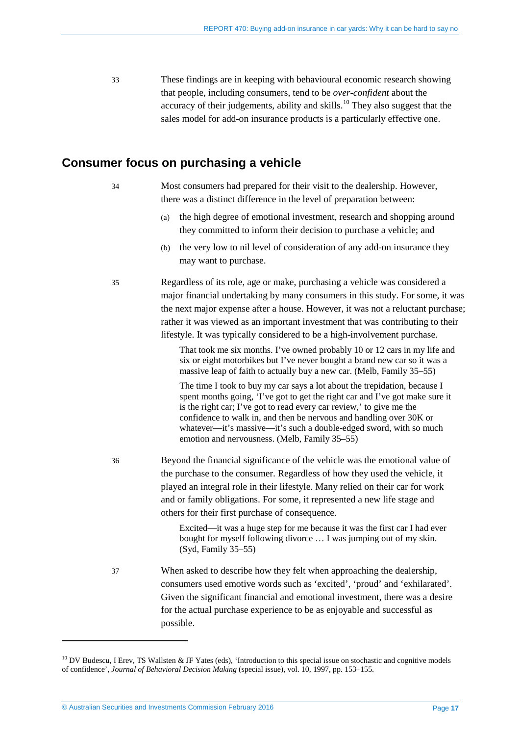33 These findings are in keeping with behavioural economic research showing that people, including consumers, tend to be *over-confident* about the accuracy of their judgements, ability and skills.[10] They also suggest that the sales model for add-on insurance products is a particularly effective one.

## Consumer focus on purchasing a vehicle

34 Most consumers had prepared for their visit to the dealership. However, there was a distinct difference in the level of preparation between:

(a) the high degree of emotional investment, research and shopping around they committed to inform their decision to purchase a vehicle; and

(b) the very low to nil level of consideration of any add-on insurance they may want to purchase.

35 Regardless of its role, age or make, purchasing a vehicle was considered a major financial undertaking by many consumers in this study. For some, it was the next major expense after a house. However, it was not a reluctant purchase; rather it was viewed as an important investment that was contributing to their lifestyle. It was typically considered to be a high-involvement purchase.

> That took me six months. I've owned probably 10 or 12 cars in my life and six or eight motorbikes but I've never bought a brand new car so it was a massive leap of faith to actually buy a new car. (Melb, Family 35–55)

> The time I took to buy my car says a lot about the trepidation, because I spent months going, 'I've got to get the right car and I've got make sure it is the right car; I've got to read every car review,' to give me the confidence to walk in, and then be nervous and handling over 30K or whatever—it's massive—it's such a double-edged sword, with so much emotion and nervousness. (Melb, Family 35–55)

36 Beyond the financial significance of the vehicle was the emotional value of the purchase to the consumer. Regardless of how they used the vehicle, it played an integral role in their lifestyle. Many relied on their car for work and or family obligations. For some, it represented a new life stage and others for their first purchase of consequence.

> Excited—it was a huge step for me because it was the first car I had ever bought for myself following divorce … I was jumping out of my skin. (Syd, Family 35–55)

37 When asked to describe how they felt when approaching the dealership, consumers used emotive words such as 'excited', 'proud' and 'exhilarated'. Given the significant financial and emotional investment, there was a desire for the actual purchase experience to be as enjoyable and successful as possible.

---

[10] DV Budescu, I Erev, TS Wallsten & JF Yates (eds), 'Introduction to this special issue on stochastic and cognitive models of confidence', *Journal of Behavioral Decision Making* (special issue), vol. 10, 1997, pp. 153–155.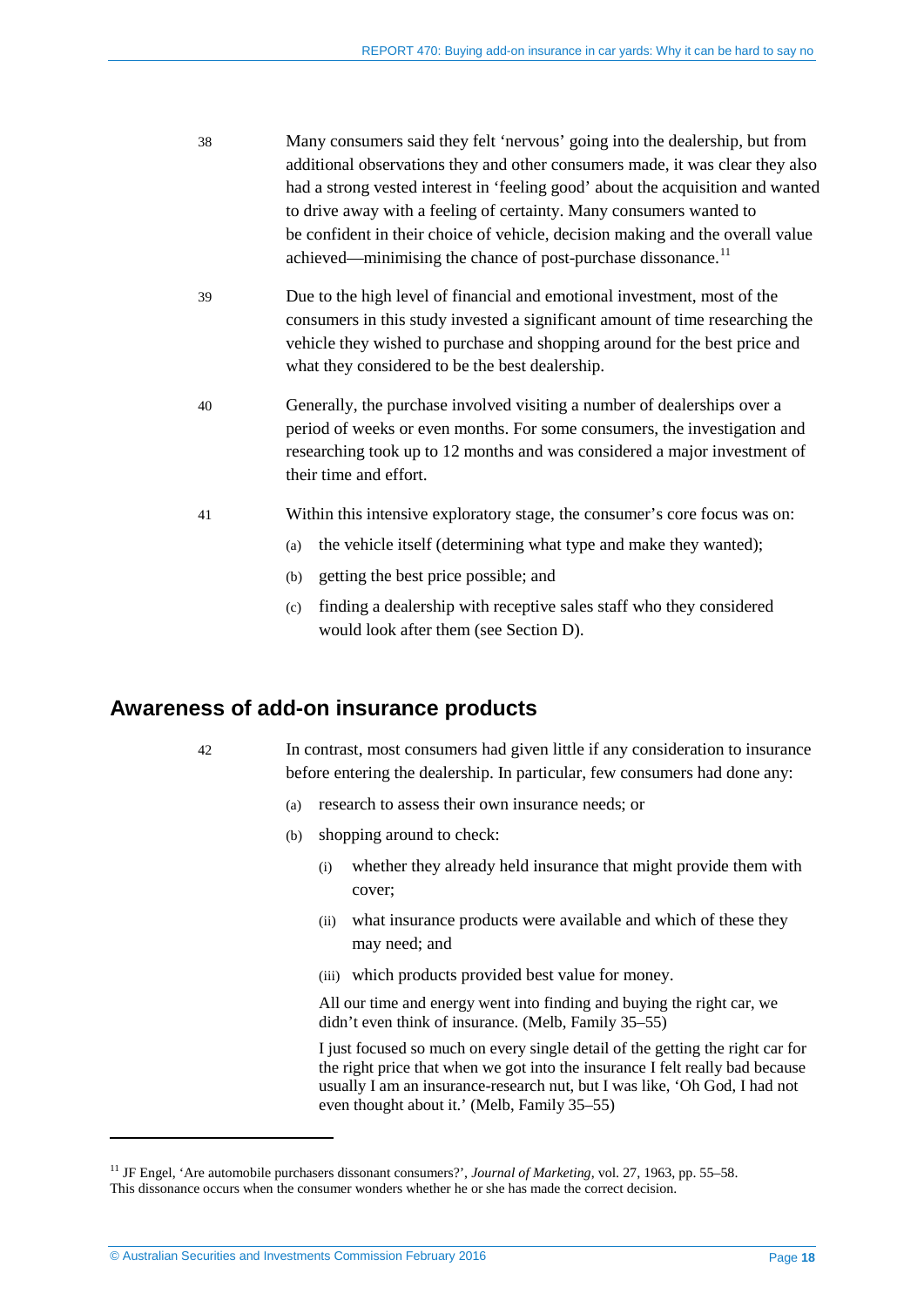38 Many consumers said they felt 'nervous' going into the dealership, but from additional observations they and other consumers made, it was clear they also had a strong vested interest in 'feeling good' about the acquisition and wanted to drive away with a feeling of certainty. Many consumers wanted to be confident in their choice of vehicle, decision making and the overall value achieved—minimising the chance of post-purchase dissonance.[11]

39 Due to the high level of financial and emotional investment, most of the consumers in this study invested a significant amount of time researching the vehicle they wished to purchase and shopping around for the best price and what they considered to be the best dealership.

40 Generally, the purchase involved visiting a number of dealerships over a period of weeks or even months. For some consumers, the investigation and researching took up to 12 months and was considered a major investment of their time and effort.

41 Within this intensive exploratory stage, the consumer's core focus was on:

(a) the vehicle itself (determining what type and make they wanted);

(b) getting the best price possible; and

(c) finding a dealership with receptive sales staff who they considered would look after them (see Section D).

## Awareness of add-on insurance products

42 In contrast, most consumers had given little if any consideration to insurance before entering the dealership. In particular, few consumers had done any:

(a) research to assess their own insurance needs; or

(b) shopping around to check:

(i) whether they already held insurance that might provide them with cover;

(ii) what insurance products were available and which of these they may need; and

(iii) which products provided best value for money.

> All our time and energy went into finding and buying the right car, we didn't even think of insurance. (Melb, Family 35–55)

> I just focused so much on every single detail of the getting the right car for the right price that when we got into the insurance I felt really bad because usually I am an insurance-research nut, but I was like, 'Oh God, I had not even thought about it.' (Melb, Family 35–55)

---

[11] JF Engel, 'Are automobile purchasers dissonant consumers?', *Journal of Marketing*, vol. 27, 1963, pp. 55–58. This dissonance occurs when the consumer wonders whether he or she has made the correct decision.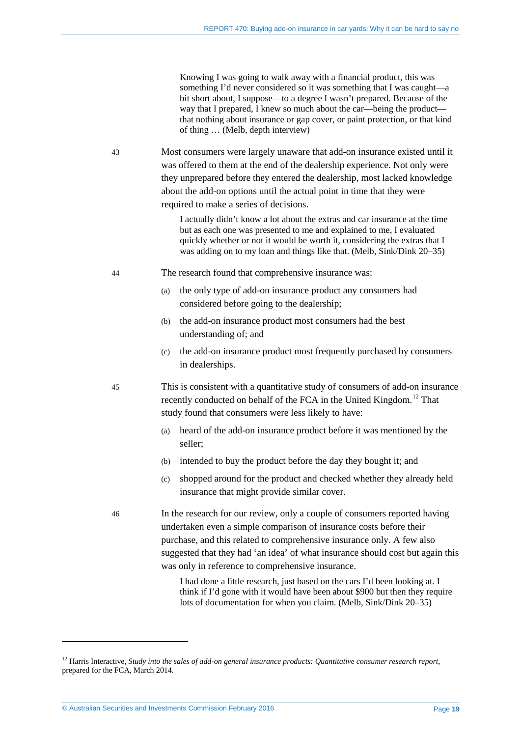> Knowing I was going to walk away with a financial product, this was something I'd never considered so it was something that I was caught—a bit short about, I suppose—to a degree I wasn't prepared. Because of the way that I prepared, I knew so much about the car—being the product—that nothing about insurance or gap cover, or paint protection, or that kind of thing … (Melb, depth interview)

43 Most consumers were largely unaware that add-on insurance existed until it was offered to them at the end of the dealership experience. Not only were they unprepared before they entered the dealership, most lacked knowledge about the add-on options until the actual point in time that they were required to make a series of decisions.

> I actually didn't know a lot about the extras and car insurance at the time but as each one was presented to me and explained to me, I evaluated quickly whether or not it would be worth it, considering the extras that I was adding on to my loan and things like that. (Melb, Sink/Dink 20–35)

44 The research found that comprehensive insurance was:

(a) the only type of add-on insurance product any consumers had considered before going to the dealership;

(b) the add-on insurance product most consumers had the best understanding of; and

(c) the add-on insurance product most frequently purchased by consumers in dealerships.

45 This is consistent with a quantitative study of consumers of add-on insurance recently conducted on behalf of the FCA in the United Kingdom.[12] That study found that consumers were less likely to have:

(a) heard of the add-on insurance product before it was mentioned by the seller;

(b) intended to buy the product before the day they bought it; and

(c) shopped around for the product and checked whether they already held insurance that might provide similar cover.

46 In the research for our review, only a couple of consumers reported having undertaken even a simple comparison of insurance costs before their purchase, and this related to comprehensive insurance only. A few also suggested that they had 'an idea' of what insurance should cost but again this was only in reference to comprehensive insurance.

> I had done a little research, just based on the cars I'd been looking at. I think if I'd gone with it would have been about $900 but then they require lots of documentation for when you claim. (Melb, Sink/Dink 20–35)

---

[12] Harris Interactive, *Study into the sales of add-on general insurance products: Quantitative consumer research report*, prepared for the FCA, March 2014.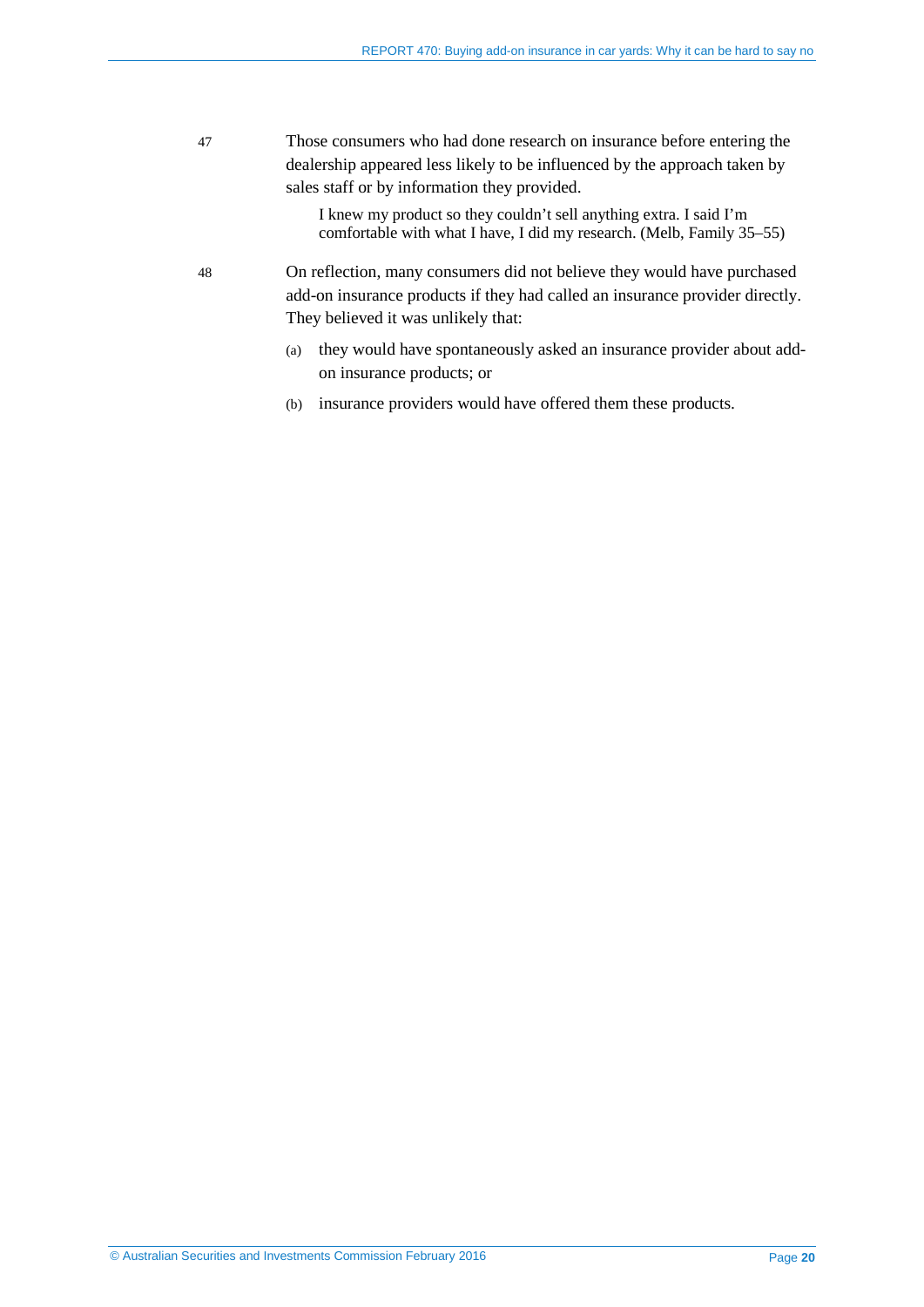47 Those consumers who had done research on insurance before entering the dealership appeared less likely to be influenced by the approach taken by sales staff or by information they provided.

> I knew my product so they couldn't sell anything extra. I said I'm comfortable with what I have, I did my research. (Melb, Family 35–55)

48 On reflection, many consumers did not believe they would have purchased add-on insurance products if they had called an insurance provider directly. They believed it was unlikely that:

(a) they would have spontaneously asked an insurance provider about add-on insurance products; or

(b) insurance providers would have offered them these products.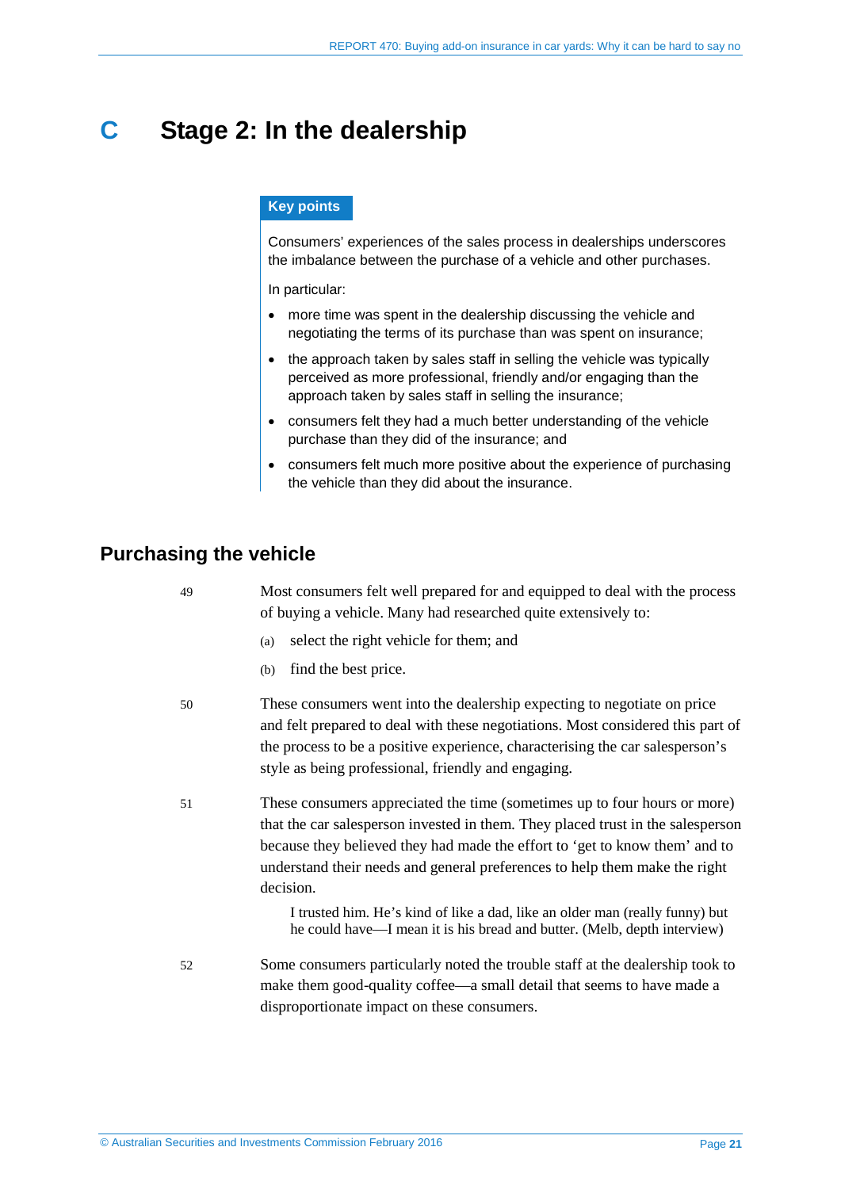# C Stage 2: In the dealership

**Key points**

Consumers' experiences of the sales process in dealerships underscores the imbalance between the purchase of a vehicle and other purchases.

In particular:

- more time was spent in the dealership discussing the vehicle and negotiating the terms of its purchase than was spent on insurance;
- the approach taken by sales staff in selling the vehicle was typically perceived as more professional, friendly and/or engaging than the approach taken by sales staff in selling the insurance;
- consumers felt they had a much better understanding of the vehicle purchase than they did of the insurance; and
- consumers felt much more positive about the experience of purchasing the vehicle than they did about the insurance.

## Purchasing the vehicle

49 Most consumers felt well prepared for and equipped to deal with the process of buying a vehicle. Many had researched quite extensively to:

(a) select the right vehicle for them; and

(b) find the best price.

50 These consumers went into the dealership expecting to negotiate on price and felt prepared to deal with these negotiations. Most considered this part of the process to be a positive experience, characterising the car salesperson's style as being professional, friendly and engaging.

51 These consumers appreciated the time (sometimes up to four hours or more) that the car salesperson invested in them. They placed trust in the salesperson because they believed they had made the effort to 'get to know them' and to understand their needs and general preferences to help them make the right decision.

> I trusted him. He's kind of like a dad, like an older man (really funny) but he could have—I mean it is his bread and butter. (Melb, depth interview)

52 Some consumers particularly noted the trouble staff at the dealership took to make them good-quality coffee—a small detail that seems to have made a disproportionate impact on these consumers.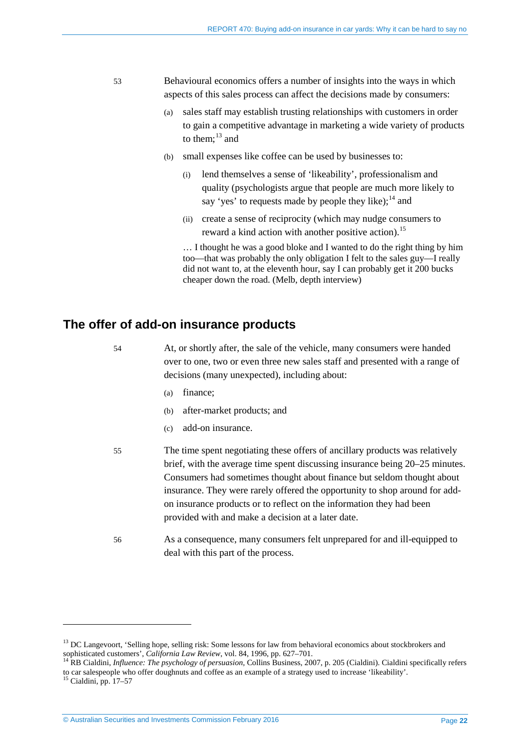53 Behavioural economics offers a number of insights into the ways in which aspects of this sales process can affect the decisions made by consumers:

(a) sales staff may establish trusting relationships with customers in order to gain a competitive advantage in marketing a wide variety of products to them;[13] and

(b) small expenses like coffee can be used by businesses to:

 (i) lend themselves a sense of 'likeability', professionalism and quality (psychologists argue that people are much more likely to say 'yes' to requests made by people they like);[14] and

 (ii) create a sense of reciprocity (which may nudge consumers to reward a kind action with another positive action).[15]

> … I thought he was a good bloke and I wanted to do the right thing by him too—that was probably the only obligation I felt to the sales guy—I really did not want to, at the eleventh hour, say I can probably get it 200 bucks cheaper down the road. (Melb, depth interview)

## The offer of add-on insurance products

54 At, or shortly after, the sale of the vehicle, many consumers were handed over to one, two or even three new sales staff and presented with a range of decisions (many unexpected), including about:

(a) finance;

(b) after-market products; and

(c) add-on insurance.

55 The time spent negotiating these offers of ancillary products was relatively brief, with the average time spent discussing insurance being 20–25 minutes. Consumers had sometimes thought about finance but seldom thought about insurance. They were rarely offered the opportunity to shop around for add-on insurance products or to reflect on the information they had been provided with and make a decision at a later date.

56 As a consequence, many consumers felt unprepared for and ill-equipped to deal with this part of the process.

---

[13] DC Langevoort, 'Selling hope, selling risk: Some lessons for law from behavioral economics about stockbrokers and sophisticated customers', *California Law Review*, vol. 84, 1996, pp. 627–701.

[14] RB Cialdini, *Influence: The psychology of persuasion*, Collins Business, 2007, p. 205 (Cialdini). Cialdini specifically refers to car salespeople who offer doughnuts and coffee as an example of a strategy used to increase 'likeability'.

[15] Cialdini, pp. 17–57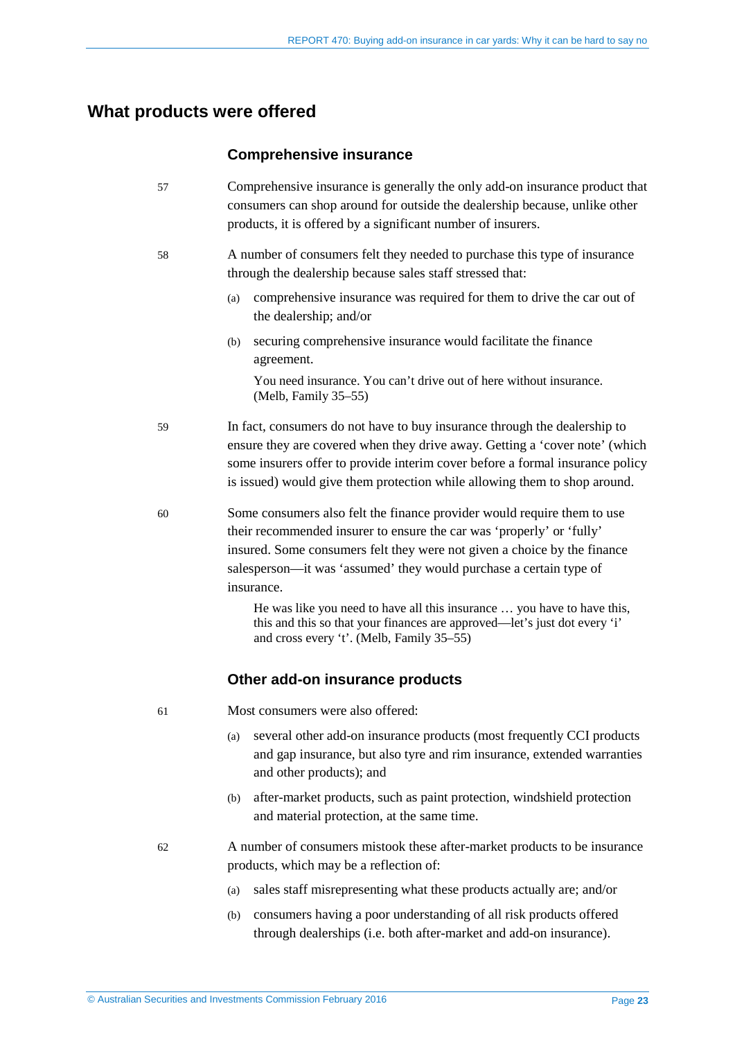## What products were offered

### Comprehensive insurance

57 Comprehensive insurance is generally the only add-on insurance product that consumers can shop around for outside the dealership because, unlike other products, it is offered by a significant number of insurers.

58 A number of consumers felt they needed to purchase this type of insurance through the dealership because sales staff stressed that:

(a) comprehensive insurance was required for them to drive the car out of the dealership; and/or

(b) securing comprehensive insurance would facilitate the finance agreement.

> You need insurance. You can't drive out of here without insurance. (Melb, Family 35–55)

59 In fact, consumers do not have to buy insurance through the dealership to ensure they are covered when they drive away. Getting a 'cover note' (which some insurers offer to provide interim cover before a formal insurance policy is issued) would give them protection while allowing them to shop around.

60 Some consumers also felt the finance provider would require them to use their recommended insurer to ensure the car was 'properly' or 'fully' insured. Some consumers felt they were not given a choice by the finance salesperson—it was 'assumed' they would purchase a certain type of insurance.

> He was like you need to have all this insurance … you have to have this, this and this so that your finances are approved—let's just dot every 'i' and cross every 't'. (Melb, Family 35–55)

### Other add-on insurance products

61 Most consumers were also offered:

(a) several other add-on insurance products (most frequently CCI products and gap insurance, but also tyre and rim insurance, extended warranties and other products); and

(b) after-market products, such as paint protection, windshield protection and material protection, at the same time.

62 A number of consumers mistook these after-market products to be insurance products, which may be a reflection of:

(a) sales staff misrepresenting what these products actually are; and/or

(b) consumers having a poor understanding of all risk products offered through dealerships (i.e. both after-market and add-on insurance).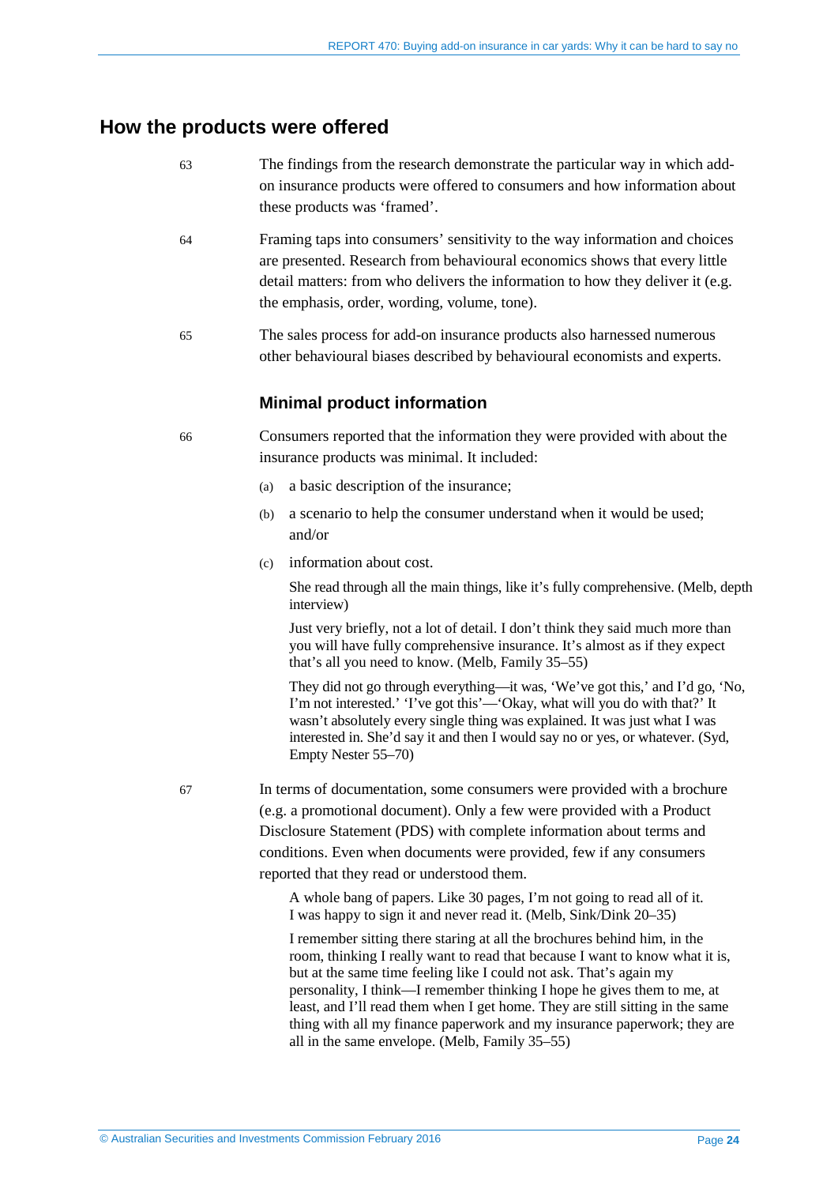## How the products were offered

63 The findings from the research demonstrate the particular way in which add-on insurance products were offered to consumers and how information about these products was 'framed'.

64 Framing taps into consumers' sensitivity to the way information and choices are presented. Research from behavioural economics shows that every little detail matters: from who delivers the information to how they deliver it (e.g. the emphasis, order, wording, volume, tone).

65 The sales process for add-on insurance products also harnessed numerous other behavioural biases described by behavioural economists and experts.

### Minimal product information

66 Consumers reported that the information they were provided with about the insurance products was minimal. It included:

(a) a basic description of the insurance;

(b) a scenario to help the consumer understand when it would be used; and/or

(c) information about cost.

> She read through all the main things, like it's fully comprehensive. (Melb, depth interview)
>
> Just very briefly, not a lot of detail. I don't think they said much more than you will have fully comprehensive insurance. It's almost as if they expect that's all you need to know. (Melb, Family 35–55)
>
> They did not go through everything—it was, 'We've got this,' and I'd go, 'No, I'm not interested.' 'I've got this'—'Okay, what will you do with that?' It wasn't absolutely every single thing was explained. It was just what I was interested in. She'd say it and then I would say no or yes, or whatever. (Syd, Empty Nester 55–70)

67 In terms of documentation, some consumers were provided with a brochure (e.g. a promotional document). Only a few were provided with a Product Disclosure Statement (PDS) with complete information about terms and conditions. Even when documents were provided, few if any consumers reported that they read or understood them.

> A whole bang of papers. Like 30 pages, I'm not going to read all of it. I was happy to sign it and never read it. (Melb, Sink/Dink 20–35)
>
> I remember sitting there staring at all the brochures behind him, in the room, thinking I really want to read that because I want to know what it is, but at the same time feeling like I could not ask. That's again my personality, I think—I remember thinking I hope he gives them to me, at least, and I'll read them when I get home. They are still sitting in the same thing with all my finance paperwork and my insurance paperwork; they are all in the same envelope. (Melb, Family 35–55)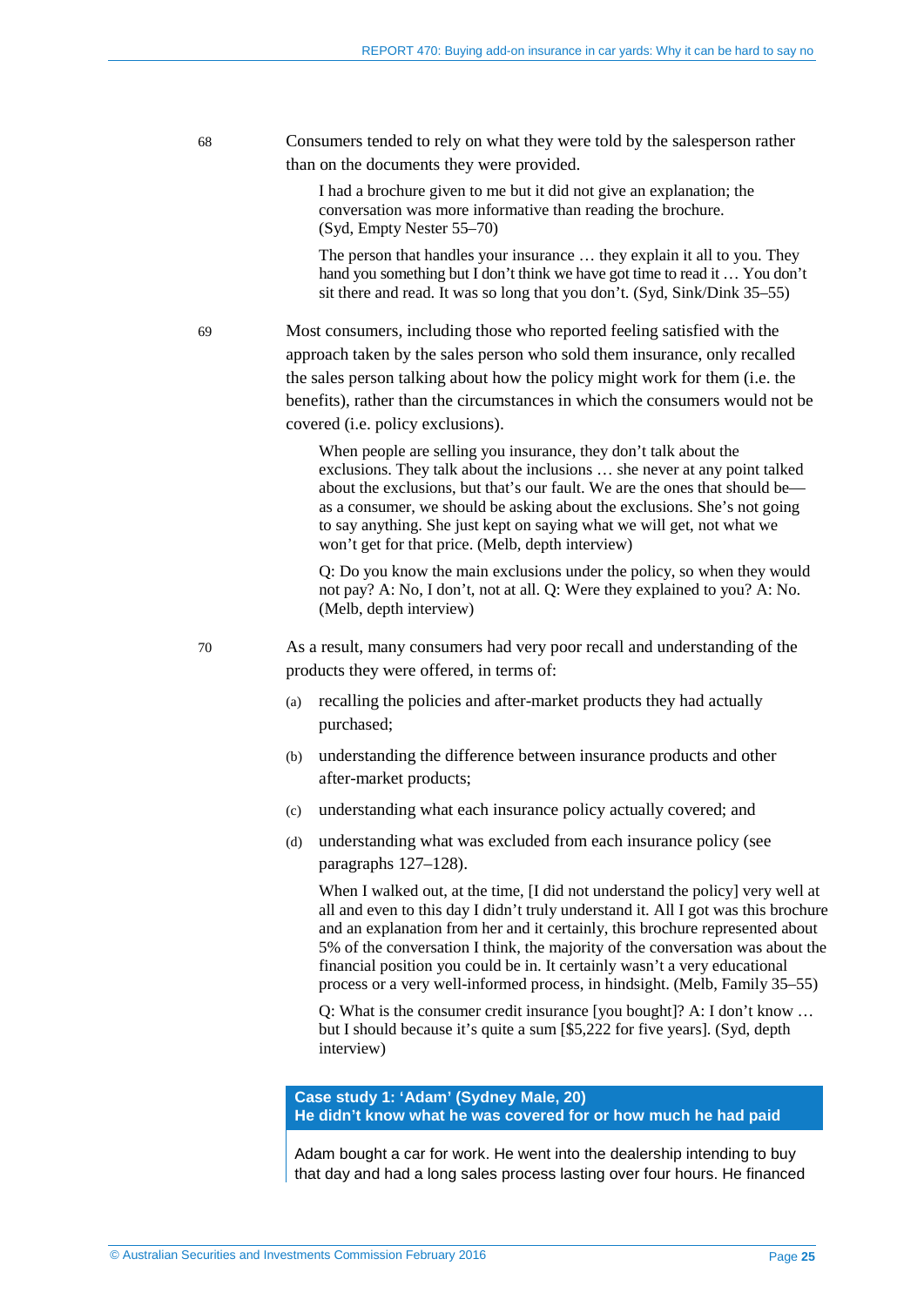68 Consumers tended to rely on what they were told by the salesperson rather than on the documents they were provided.

> I had a brochure given to me but it did not give an explanation; the conversation was more informative than reading the brochure. (Syd, Empty Nester 55–70)

> The person that handles your insurance … they explain it all to you. They hand you something but I don't think we have got time to read it … You don't sit there and read. It was so long that you don't. (Syd, Sink/Dink 35–55)

69 Most consumers, including those who reported feeling satisfied with the approach taken by the sales person who sold them insurance, only recalled the sales person talking about how the policy might work for them (i.e. the benefits), rather than the circumstances in which the consumers would not be covered (i.e. policy exclusions).

> When people are selling you insurance, they don't talk about the exclusions. They talk about the inclusions … she never at any point talked about the exclusions, but that's our fault. We are the ones that should be—as a consumer, we should be asking about the exclusions. She's not going to say anything. She just kept on saying what we will get, not what we won't get for that price. (Melb, depth interview)

> Q: Do you know the main exclusions under the policy, so when they would not pay? A: No, I don't, not at all. Q: Were they explained to you? A: No. (Melb, depth interview)

70 As a result, many consumers had very poor recall and understanding of the products they were offered, in terms of:

(a) recalling the policies and after-market products they had actually purchased;

(b) understanding the difference between insurance products and other after-market products;

(c) understanding what each insurance policy actually covered; and

(d) understanding what was excluded from each insurance policy (see paragraphs 127–128).

> When I walked out, at the time, [I did not understand the policy] very well at all and even to this day I didn't truly understand it. All I got was this brochure and an explanation from her and it certainly, this brochure represented about 5% of the conversation I think, the majority of the conversation was about the financial position you could be in. It certainly wasn't a very educational process or a very well-informed process, in hindsight. (Melb, Family 35–55)

> Q: What is the consumer credit insurance [you bought]? A: I don't know … but I should because it's quite a sum [$5,222 for five years]. (Syd, depth interview)

**Case study 1: 'Adam' (Sydney Male, 20)**
**He didn't know what he was covered for or how much he had paid**

Adam bought a car for work. He went into the dealership intending to buy that day and had a long sales process lasting over four hours. He financed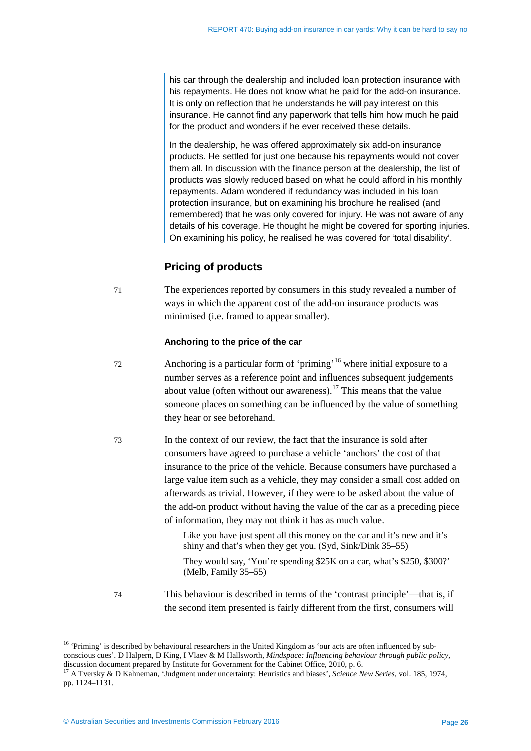his car through the dealership and included loan protection insurance with his repayments. He does not know what he paid for the add-on insurance. It is only on reflection that he understands he will pay interest on this insurance. He cannot find any paperwork that tells him how much he paid for the product and wonders if he ever received these details.

In the dealership, he was offered approximately six add-on insurance products. He settled for just one because his repayments would not cover them all. In discussion with the finance person at the dealership, the list of products was slowly reduced based on what he could afford in his monthly repayments. Adam wondered if redundancy was included in his loan protection insurance, but on examining his brochure he realised (and remembered) that he was only covered for injury. He was not aware of any details of his coverage. He thought he might be covered for sporting injuries. On examining his policy, he realised he was covered for 'total disability'.

## Pricing of products

71 The experiences reported by consumers in this study revealed a number of ways in which the apparent cost of the add-on insurance products was minimised (i.e. framed to appear smaller).

### Anchoring to the price of the car

72 Anchoring is a particular form of 'priming'[16] where initial exposure to a number serves as a reference point and influences subsequent judgements about value (often without our awareness).[17] This means that the value someone places on something can be influenced by the value of something they hear or see beforehand.

73 In the context of our review, the fact that the insurance is sold after consumers have agreed to purchase a vehicle 'anchors' the cost of that insurance to the price of the vehicle. Because consumers have purchased a large value item such as a vehicle, they may consider a small cost added on afterwards as trivial. However, if they were to be asked about the value of the add-on product without having the value of the car as a preceding piece of information, they may not think it has as much value.

> Like you have just spent all this money on the car and it's new and it's shiny and that's when they get you. (Syd, Sink/Dink 35–55)
>
> They would say, 'You're spending $25K on a car, what's $250, $300?' (Melb, Family 35–55)

74 This behaviour is described in terms of the 'contrast principle'—that is, if the second item presented is fairly different from the first, consumers will

---

[16] 'Priming' is described by behavioural researchers in the United Kingdom as 'our acts are often influenced by sub-conscious cues'. D Halpern, D King, I Vlaev & M Hallsworth, *Mindspace: Influencing behaviour through public policy*, discussion document prepared by Institute for Government for the Cabinet Office, 2010, p. 6.

[17] A Tversky & D Kahneman, 'Judgment under uncertainty: Heuristics and biases', *Science New Series*, vol. 185, 1974, pp. 1124–1131.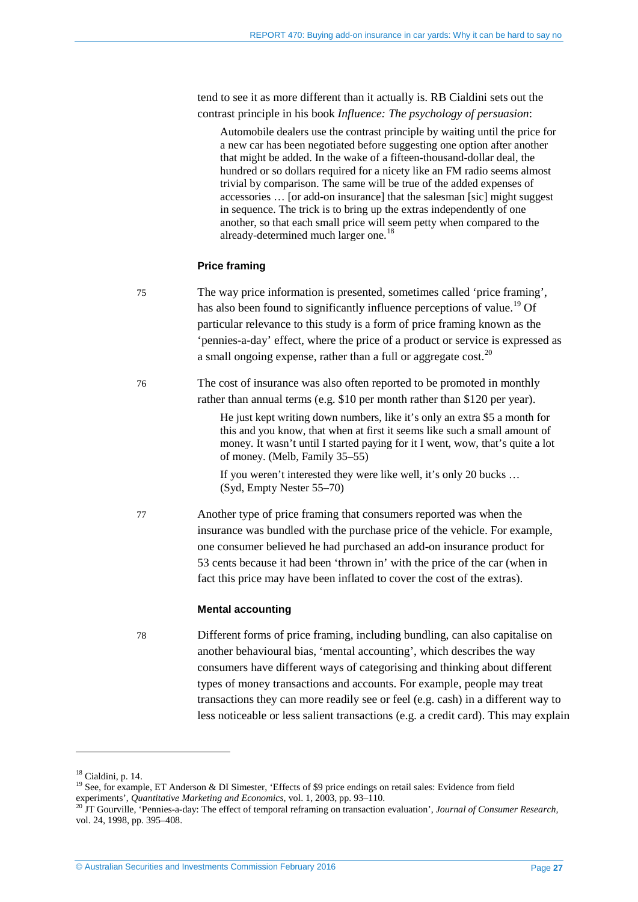tend to see it as more different than it actually is. RB Cialdini sets out the contrast principle in his book *Influence: The psychology of persuasion*:

> Automobile dealers use the contrast principle by waiting until the price for a new car has been negotiated before suggesting one option after another that might be added. In the wake of a fifteen-thousand-dollar deal, the hundred or so dollars required for a nicety like an FM radio seems almost trivial by comparison. The same will be true of the added expenses of accessories … [or add-on insurance] that the salesman [sic] might suggest in sequence. The trick is to bring up the extras independently of one another, so that each small price will seem petty when compared to the already-determined much larger one.[18]

#### Price framing

75 The way price information is presented, sometimes called 'price framing', has also been found to significantly influence perceptions of value.[19] Of particular relevance to this study is a form of price framing known as the 'pennies-a-day' effect, where the price of a product or service is expressed as a small ongoing expense, rather than a full or aggregate cost.[20]

76 The cost of insurance was also often reported to be promoted in monthly rather than annual terms (e.g. $10 per month rather than $120 per year).

> He just kept writing down numbers, like it's only an extra $5 a month for this and you know, that when at first it seems like such a small amount of money. It wasn't until I started paying for it I went, wow, that's quite a lot of money. (Melb, Family 35–55)

> If you weren't interested they were like well, it's only 20 bucks … (Syd, Empty Nester 55–70)

77 Another type of price framing that consumers reported was when the insurance was bundled with the purchase price of the vehicle. For example, one consumer believed he had purchased an add-on insurance product for 53 cents because it had been 'thrown in' with the price of the car (when in fact this price may have been inflated to cover the cost of the extras).

#### Mental accounting

78 Different forms of price framing, including bundling, can also capitalise on another behavioural bias, 'mental accounting', which describes the way consumers have different ways of categorising and thinking about different types of money transactions and accounts. For example, people may treat transactions they can more readily see or feel (e.g. cash) in a different way to less noticeable or less salient transactions (e.g. a credit card). This may explain

---

[18] Cialdini, p. 14.

[19] See, for example, ET Anderson & DI Simester, 'Effects of $9 price endings on retail sales: Evidence from field experiments', *Quantitative Marketing and Economics*, vol. 1, 2003, pp. 93–110.

[20] JT Gourville, 'Pennies-a-day: The effect of temporal reframing on transaction evaluation', *Journal of Consumer Research*, vol. 24, 1998, pp. 395–408.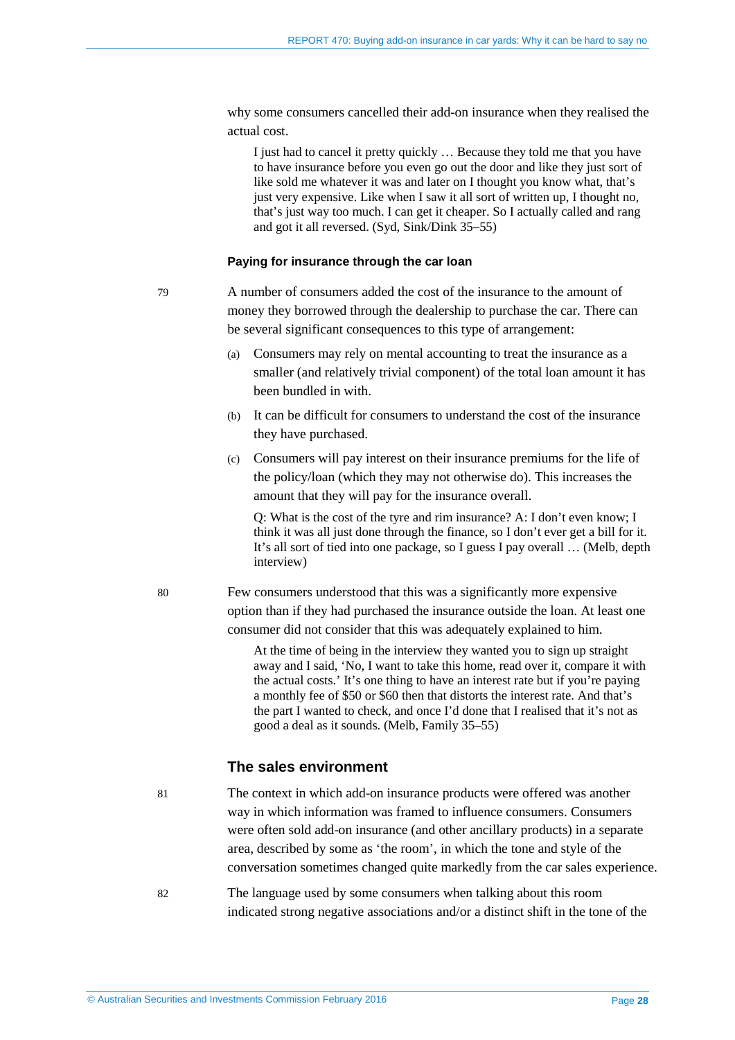why some consumers cancelled their add-on insurance when they realised the actual cost.

> I just had to cancel it pretty quickly … Because they told me that you have to have insurance before you even go out the door and like they just sort of like sold me whatever it was and later on I thought you know what, that's just very expensive. Like when I saw it all sort of written up, I thought no, that's just way too much. I can get it cheaper. So I actually called and rang and got it all reversed. (Syd, Sink/Dink 35–55)

#### Paying for insurance through the car loan

79 A number of consumers added the cost of the insurance to the amount of money they borrowed through the dealership to purchase the car. There can be several significant consequences to this type of arrangement:

(a) Consumers may rely on mental accounting to treat the insurance as a smaller (and relatively trivial component) of the total loan amount it has been bundled in with.

(b) It can be difficult for consumers to understand the cost of the insurance they have purchased.

(c) Consumers will pay interest on their insurance premiums for the life of the policy/loan (which they may not otherwise do). This increases the amount that they will pay for the insurance overall.

> Q: What is the cost of the tyre and rim insurance? A: I don't even know; I think it was all just done through the finance, so I don't ever get a bill for it. It's all sort of tied into one package, so I guess I pay overall … (Melb, depth interview)

80 Few consumers understood that this was a significantly more expensive option than if they had purchased the insurance outside the loan. At least one consumer did not consider that this was adequately explained to him.

> At the time of being in the interview they wanted you to sign up straight away and I said, 'No, I want to take this home, read over it, compare it with the actual costs.' It's one thing to have an interest rate but if you're paying a monthly fee of $50 or $60 then that distorts the interest rate. And that's the part I wanted to check, and once I'd done that I realised that it's not as good a deal as it sounds. (Melb, Family 35–55)

### The sales environment

81 The context in which add-on insurance products were offered was another way in which information was framed to influence consumers. Consumers were often sold add-on insurance (and other ancillary products) in a separate area, described by some as 'the room', in which the tone and style of the conversation sometimes changed quite markedly from the car sales experience.

82 The language used by some consumers when talking about this room indicated strong negative associations and/or a distinct shift in the tone of the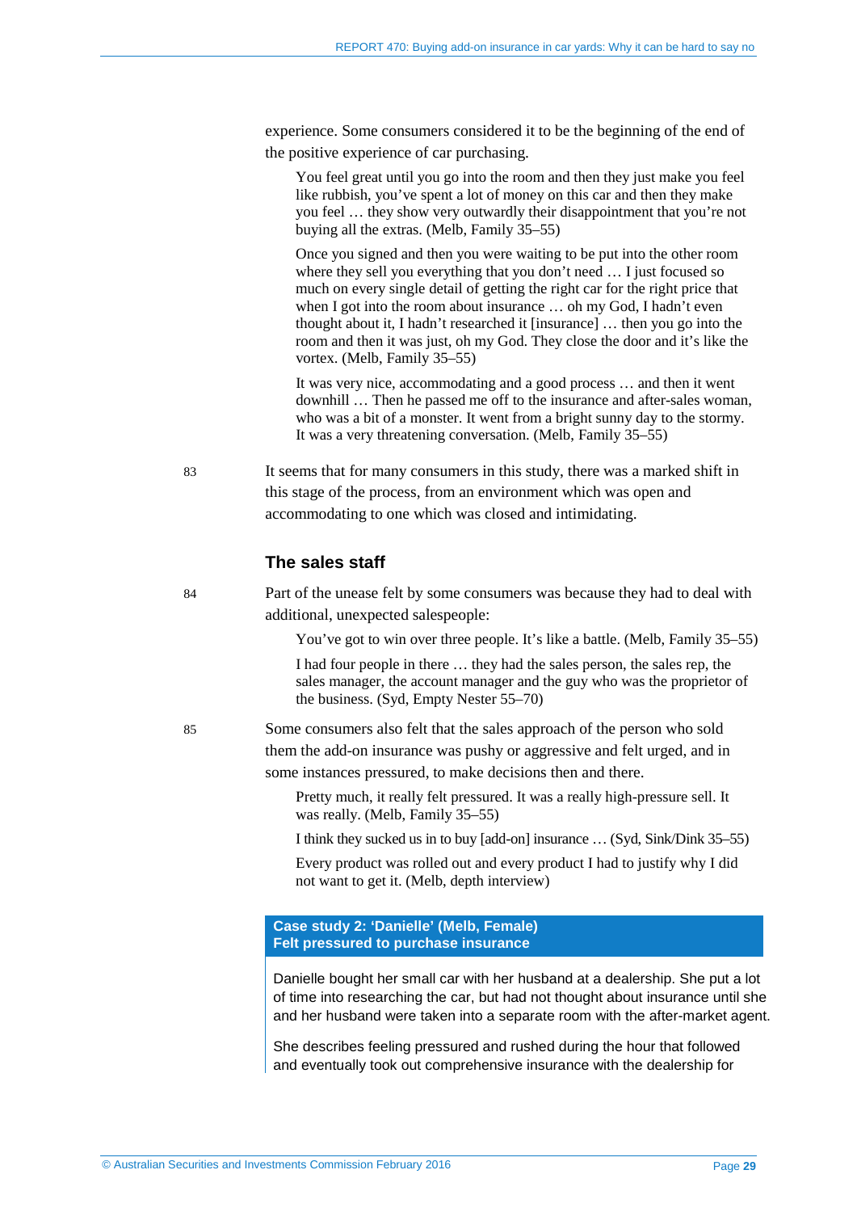experience. Some consumers considered it to be the beginning of the end of the positive experience of car purchasing.

> You feel great until you go into the room and then they just make you feel like rubbish, you've spent a lot of money on this car and then they make you feel … they show very outwardly their disappointment that you're not buying all the extras. (Melb, Family 35–55)

> Once you signed and then you were waiting to be put into the other room where they sell you everything that you don't need … I just focused so much on every single detail of getting the right car for the right price that when I got into the room about insurance … oh my God, I hadn't even thought about it, I hadn't researched it [insurance] … then you go into the room and then it was just, oh my God. They close the door and it's like the vortex. (Melb, Family 35–55)

> It was very nice, accommodating and a good process … and then it went downhill … Then he passed me off to the insurance and after-sales woman, who was a bit of a monster. It went from a bright sunny day to the stormy. It was a very threatening conversation. (Melb, Family 35–55)

83 It seems that for many consumers in this study, there was a marked shift in this stage of the process, from an environment which was open and accommodating to one which was closed and intimidating.

### The sales staff

84 Part of the unease felt by some consumers was because they had to deal with additional, unexpected salespeople:

> You've got to win over three people. It's like a battle. (Melb, Family 35–55)

> I had four people in there … they had the sales person, the sales rep, the sales manager, the account manager and the guy who was the proprietor of the business. (Syd, Empty Nester 55–70)

85 Some consumers also felt that the sales approach of the person who sold them the add-on insurance was pushy or aggressive and felt urged, and in some instances pressured, to make decisions then and there.

> Pretty much, it really felt pressured. It was a really high-pressure sell. It was really. (Melb, Family 35–55)

> I think they sucked us in to buy [add-on] insurance … (Syd, Sink/Dink 35–55)

> Every product was rolled out and every product I had to justify why I did not want to get it. (Melb, depth interview)

**Case study 2: 'Danielle' (Melb, Female)**
**Felt pressured to purchase insurance**

Danielle bought her small car with her husband at a dealership. She put a lot of time into researching the car, but had not thought about insurance until she and her husband were taken into a separate room with the after-market agent.

She describes feeling pressured and rushed during the hour that followed and eventually took out comprehensive insurance with the dealership for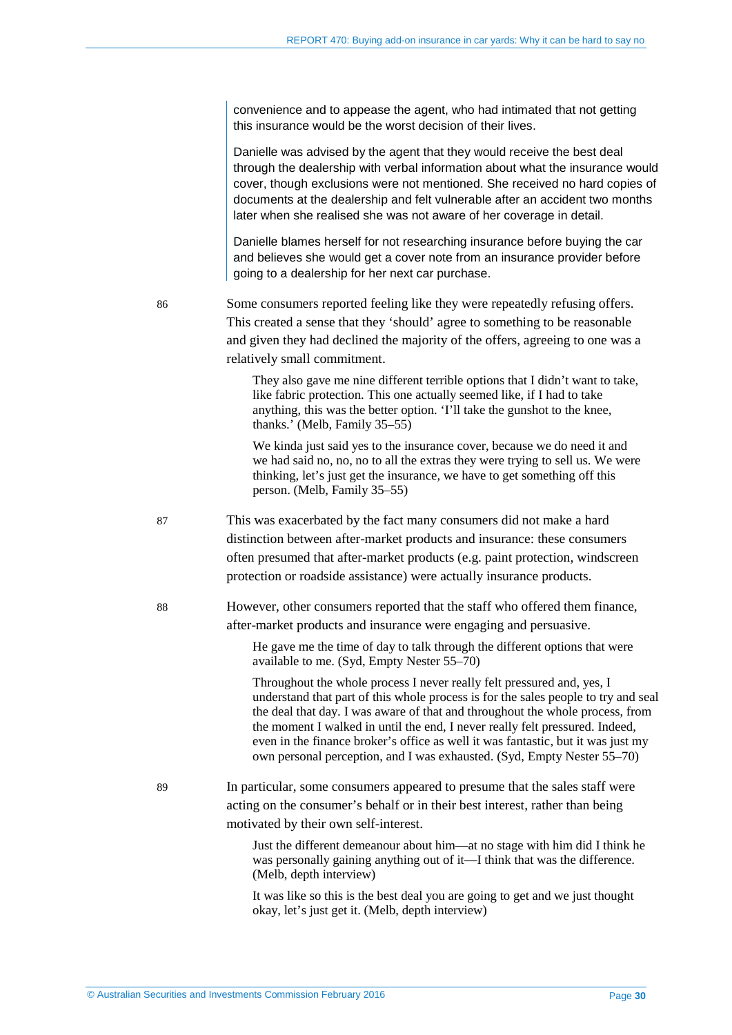> convenience and to appease the agent, who had intimated that not getting this insurance would be the worst decision of their lives.
>
> Danielle was advised by the agent that they would receive the best deal through the dealership with verbal information about what the insurance would cover, though exclusions were not mentioned. She received no hard copies of documents at the dealership and felt vulnerable after an accident two months later when she realised she was not aware of her coverage in detail.
>
> Danielle blames herself for not researching insurance before buying the car and believes she would get a cover note from an insurance provider before going to a dealership for her next car purchase.

86 Some consumers reported feeling like they were repeatedly refusing offers. This created a sense that they 'should' agree to something to be reasonable and given they had declined the majority of the offers, agreeing to one was a relatively small commitment.

> They also gave me nine different terrible options that I didn't want to take, like fabric protection. This one actually seemed like, if I had to take anything, this was the better option. 'I'll take the gunshot to the knee, thanks.' (Melb, Family 35–55)
>
> We kinda just said yes to the insurance cover, because we do need it and we had said no, no, no to all the extras they were trying to sell us. We were thinking, let's just get the insurance, we have to get something off this person. (Melb, Family 35–55)

87 This was exacerbated by the fact many consumers did not make a hard distinction between after-market products and insurance: these consumers often presumed that after-market products (e.g. paint protection, windscreen protection or roadside assistance) were actually insurance products.

88 However, other consumers reported that the staff who offered them finance, after-market products and insurance were engaging and persuasive.

> He gave me the time of day to talk through the different options that were available to me. (Syd, Empty Nester 55–70)
>
> Throughout the whole process I never really felt pressured and, yes, I understand that part of this whole process is for the sales people to try and seal the deal that day. I was aware of that and throughout the whole process, from the moment I walked in until the end, I never really felt pressured. Indeed, even in the finance broker's office as well it was fantastic, but it was just my own personal perception, and I was exhausted. (Syd, Empty Nester 55–70)

89 In particular, some consumers appeared to presume that the sales staff were acting on the consumer's behalf or in their best interest, rather than being motivated by their own self-interest.

> Just the different demeanour about him—at no stage with him did I think he was personally gaining anything out of it—I think that was the difference. (Melb, depth interview)
>
> It was like so this is the best deal you are going to get and we just thought okay, let's just get it. (Melb, depth interview)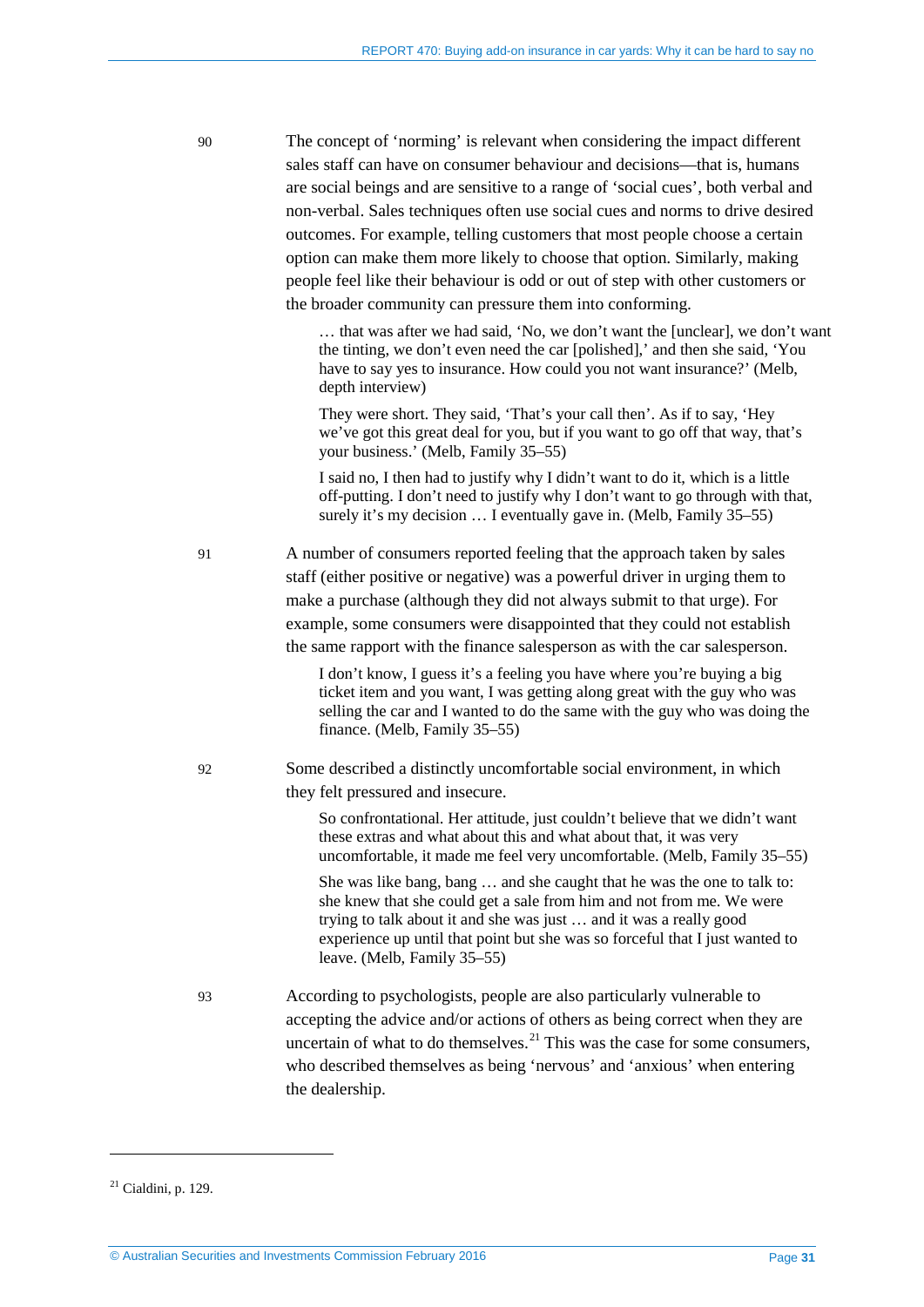90 The concept of 'norming' is relevant when considering the impact different sales staff can have on consumer behaviour and decisions—that is, humans are social beings and are sensitive to a range of 'social cues', both verbal and non-verbal. Sales techniques often use social cues and norms to drive desired outcomes. For example, telling customers that most people choose a certain option can make them more likely to choose that option. Similarly, making people feel like their behaviour is odd or out of step with other customers or the broader community can pressure them into conforming.

> … that was after we had said, 'No, we don't want the [unclear], we don't want the tinting, we don't even need the car [polished],' and then she said, 'You have to say yes to insurance. How could you not want insurance?' (Melb, depth interview)

> They were short. They said, 'That's your call then'. As if to say, 'Hey we've got this great deal for you, but if you want to go off that way, that's your business.' (Melb, Family 35–55)

> I said no, I then had to justify why I didn't want to do it, which is a little off-putting. I don't need to justify why I don't want to go through with that, surely it's my decision … I eventually gave in. (Melb, Family 35–55)

91 A number of consumers reported feeling that the approach taken by sales staff (either positive or negative) was a powerful driver in urging them to make a purchase (although they did not always submit to that urge). For example, some consumers were disappointed that they could not establish the same rapport with the finance salesperson as with the car salesperson.

> I don't know, I guess it's a feeling you have where you're buying a big ticket item and you want, I was getting along great with the guy who was selling the car and I wanted to do the same with the guy who was doing the finance. (Melb, Family 35–55)

92 Some described a distinctly uncomfortable social environment, in which they felt pressured and insecure.

> So confrontational. Her attitude, just couldn't believe that we didn't want these extras and what about this and what about that, it was very uncomfortable, it made me feel very uncomfortable. (Melb, Family 35–55)

> She was like bang, bang … and she caught that he was the one to talk to: she knew that she could get a sale from him and not from me. We were trying to talk about it and she was just … and it was a really good experience up until that point but she was so forceful that I just wanted to leave. (Melb, Family 35–55)

93 According to psychologists, people are also particularly vulnerable to accepting the advice and/or actions of others as being correct when they are uncertain of what to do themselves.[21] This was the case for some consumers, who described themselves as being 'nervous' and 'anxious' when entering the dealership.

---

[21] Cialdini, p. 129.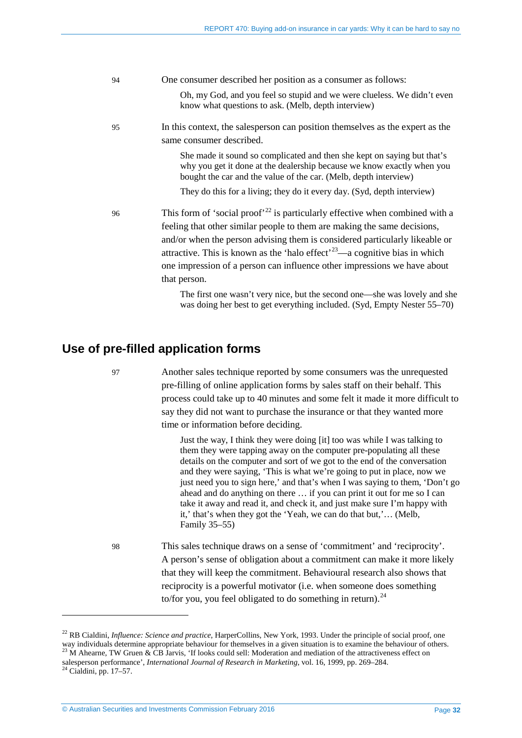94 One consumer described her position as a consumer as follows:

> Oh, my God, and you feel so stupid and we were clueless. We didn't even know what questions to ask. (Melb, depth interview)

95 In this context, the salesperson can position themselves as the expert as the same consumer described.

> She made it sound so complicated and then she kept on saying but that's why you get it done at the dealership because we know exactly when you bought the car and the value of the car. (Melb, depth interview)
>
> They do this for a living; they do it every day. (Syd, depth interview)

96 This form of 'social proof'[22] is particularly effective when combined with a feeling that other similar people to them are making the same decisions, and/or when the person advising them is considered particularly likeable or attractive. This is known as the 'halo effect'[23]—a cognitive bias in which one impression of a person can influence other impressions we have about that person.

> The first one wasn't very nice, but the second one—she was lovely and she was doing her best to get everything included. (Syd, Empty Nester 55–70)

## Use of pre-filled application forms

97 Another sales technique reported by some consumers was the unrequested pre-filling of online application forms by sales staff on their behalf. This process could take up to 40 minutes and some felt it made it more difficult to say they did not want to purchase the insurance or that they wanted more time or information before deciding.

> Just the way, I think they were doing [it] too was while I was talking to them they were tapping away on the computer pre-populating all these details on the computer and sort of we got to the end of the conversation and they were saying, 'This is what we're going to put in place, now we just need you to sign here,' and that's when I was saying to them, 'Don't go ahead and do anything on there … if you can print it out for me so I can take it away and read it, and check it, and just make sure I'm happy with it,' that's when they got the 'Yeah, we can do that but,'… (Melb, Family 35–55)

98 This sales technique draws on a sense of 'commitment' and 'reciprocity'. A person's sense of obligation about a commitment can make it more likely that they will keep the commitment. Behavioural research also shows that reciprocity is a powerful motivator (i.e. when someone does something to/for you, you feel obligated to do something in return).[24]

---

[22] RB Cialdini, *Influence: Science and practice*, HarperCollins, New York, 1993. Under the principle of social proof, one way individuals determine appropriate behaviour for themselves in a given situation is to examine the behaviour of others.

[23] M Ahearne, TW Gruen & CB Jarvis, 'If looks could sell: Moderation and mediation of the attractiveness effect on salesperson performance', *International Journal of Research in Marketing*, vol. 16, 1999, pp. 269–284.

[24] Cialdini, pp. 17–57.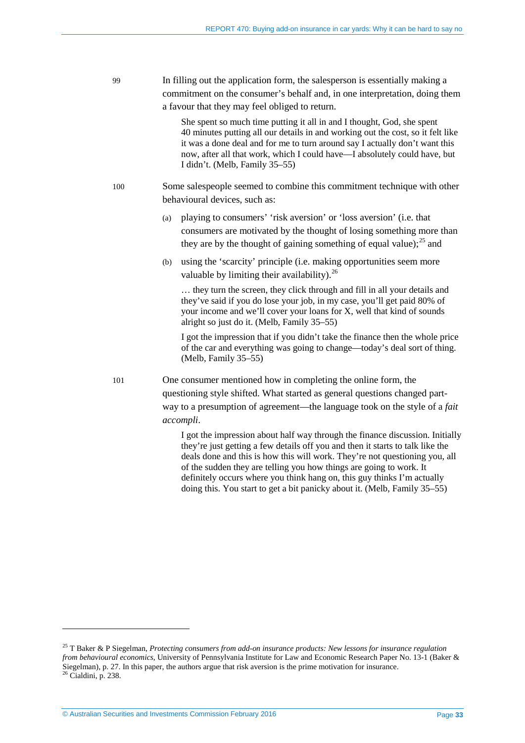99 In filling out the application form, the salesperson is essentially making a commitment on the consumer's behalf and, in one interpretation, doing them a favour that they may feel obliged to return.

> She spent so much time putting it all in and I thought, God, she spent 40 minutes putting all our details in and working out the cost, so it felt like it was a done deal and for me to turn around say I actually don't want this now, after all that work, which I could have—I absolutely could have, but I didn't. (Melb, Family 35–55)

100 Some salespeople seemed to combine this commitment technique with other behavioural devices, such as:

(a) playing to consumers' 'risk aversion' or 'loss aversion' (i.e. that consumers are motivated by the thought of losing something more than they are by the thought of gaining something of equal value);[25] and

(b) using the 'scarcity' principle (i.e. making opportunities seem more valuable by limiting their availability).[26]

> … they turn the screen, they click through and fill in all your details and they've said if you do lose your job, in my case, you'll get paid 80% of your income and we'll cover your loans for X, well that kind of sounds alright so just do it. (Melb, Family 35–55)

> I got the impression that if you didn't take the finance then the whole price of the car and everything was going to change—today's deal sort of thing. (Melb, Family 35–55)

101 One consumer mentioned how in completing the online form, the questioning style shifted. What started as general questions changed part-way to a presumption of agreement—the language took on the style of a *fait accompli*.

> I got the impression about half way through the finance discussion. Initially they're just getting a few details off you and then it starts to talk like the deals done and this is how this will work. They're not questioning you, all of the sudden they are telling you how things are going to work. It definitely occurs where you think hang on, this guy thinks I'm actually doing this. You start to get a bit panicky about it. (Melb, Family 35–55)

---

[25] T Baker & P Siegelman, *Protecting consumers from add-on insurance products: New lessons for insurance regulation from behavioural economics*, University of Pennsylvania Institute for Law and Economic Research Paper No. 13-1 (Baker & Siegelman), p. 27. In this paper, the authors argue that risk aversion is the prime motivation for insurance.

[26] Cialdini, p. 238.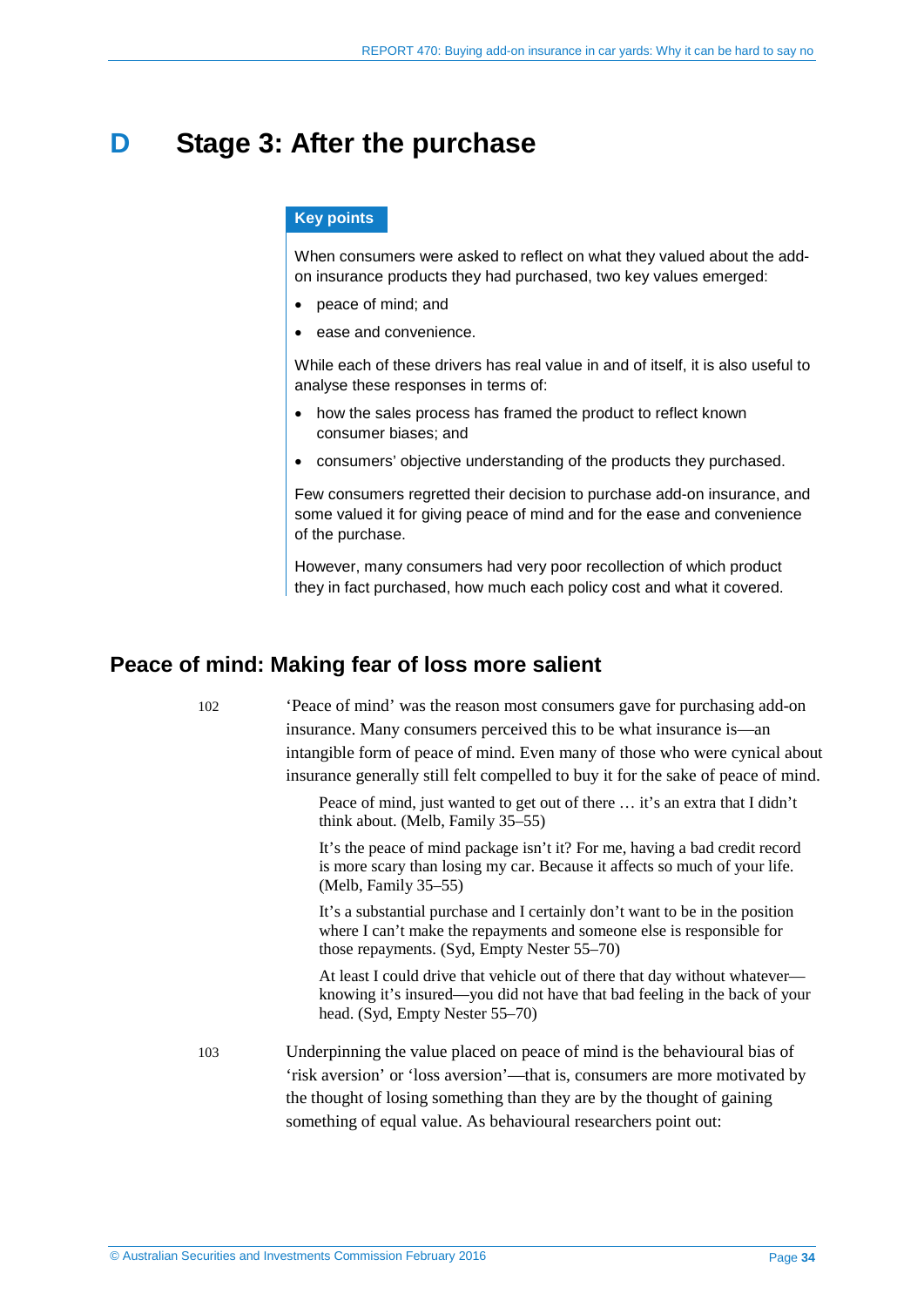# D Stage 3: After the purchase

**Key points**

When consumers were asked to reflect on what they valued about the add-on insurance products they had purchased, two key values emerged:

- peace of mind; and
- ease and convenience.

While each of these drivers has real value in and of itself, it is also useful to analyse these responses in terms of:

- how the sales process has framed the product to reflect known consumer biases; and
- consumers' objective understanding of the products they purchased.

Few consumers regretted their decision to purchase add-on insurance, and some valued it for giving peace of mind and for the ease and convenience of the purchase.

However, many consumers had very poor recollection of which product they in fact purchased, how much each policy cost and what it covered.

## Peace of mind: Making fear of loss more salient

102 'Peace of mind' was the reason most consumers gave for purchasing add-on insurance. Many consumers perceived this to be what insurance is—an intangible form of peace of mind. Even many of those who were cynical about insurance generally still felt compelled to buy it for the sake of peace of mind.

> Peace of mind, just wanted to get out of there … it's an extra that I didn't think about. (Melb, Family 35–55)

> It's the peace of mind package isn't it? For me, having a bad credit record is more scary than losing my car. Because it affects so much of your life. (Melb, Family 35–55)

> It's a substantial purchase and I certainly don't want to be in the position where I can't make the repayments and someone else is responsible for those repayments. (Syd, Empty Nester 55–70)

> At least I could drive that vehicle out of there that day without whatever—knowing it's insured—you did not have that bad feeling in the back of your head. (Syd, Empty Nester 55–70)

103 Underpinning the value placed on peace of mind is the behavioural bias of 'risk aversion' or 'loss aversion'—that is, consumers are more motivated by the thought of losing something than they are by the thought of gaining something of equal value. As behavioural researchers point out: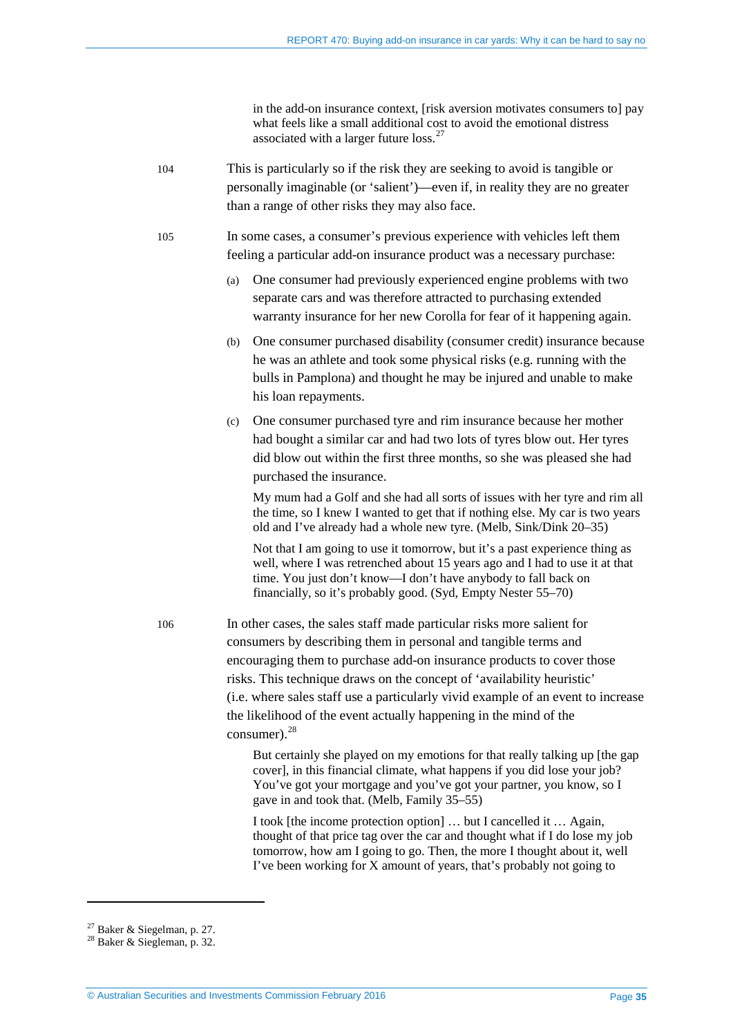> in the add-on insurance context, [risk aversion motivates consumers to] pay what feels like a small additional cost to avoid the emotional distress associated with a larger future loss.[27]

104 This is particularly so if the risk they are seeking to avoid is tangible or personally imaginable (or 'salient')—even if, in reality they are no greater than a range of other risks they may also face.

105 In some cases, a consumer's previous experience with vehicles left them feeling a particular add-on insurance product was a necessary purchase:

(a) One consumer had previously experienced engine problems with two separate cars and was therefore attracted to purchasing extended warranty insurance for her new Corolla for fear of it happening again.

(b) One consumer purchased disability (consumer credit) insurance because he was an athlete and took some physical risks (e.g. running with the bulls in Pamplona) and thought he may be injured and unable to make his loan repayments.

(c) One consumer purchased tyre and rim insurance because her mother had bought a similar car and had two lots of tyres blow out. Her tyres did blow out within the first three months, so she was pleased she had purchased the insurance.

> My mum had a Golf and she had all sorts of issues with her tyre and rim all the time, so I knew I wanted to get that if nothing else. My car is two years old and I've already had a whole new tyre. (Melb, Sink/Dink 20–35)

> Not that I am going to use it tomorrow, but it's a past experience thing as well, where I was retrenched about 15 years ago and I had to use it at that time. You just don't know—I don't have anybody to fall back on financially, so it's probably good. (Syd, Empty Nester 55–70)

106 In other cases, the sales staff made particular risks more salient for consumers by describing them in personal and tangible terms and encouraging them to purchase add-on insurance products to cover those risks. This technique draws on the concept of 'availability heuristic' (i.e. where sales staff use a particularly vivid example of an event to increase the likelihood of the event actually happening in the mind of the consumer).[28]

> But certainly she played on my emotions for that really talking up [the gap cover], in this financial climate, what happens if you did lose your job? You've got your mortgage and you've got your partner, you know, so I gave in and took that. (Melb, Family 35–55)

> I took [the income protection option] … but I cancelled it … Again, thought of that price tag over the car and thought what if I do lose my job tomorrow, how am I going to go. Then, the more I thought about it, well I've been working for X amount of years, that's probably not going to

---

[27] Baker & Siegelman, p. 27.
[28] Baker & Siegleman, p. 32.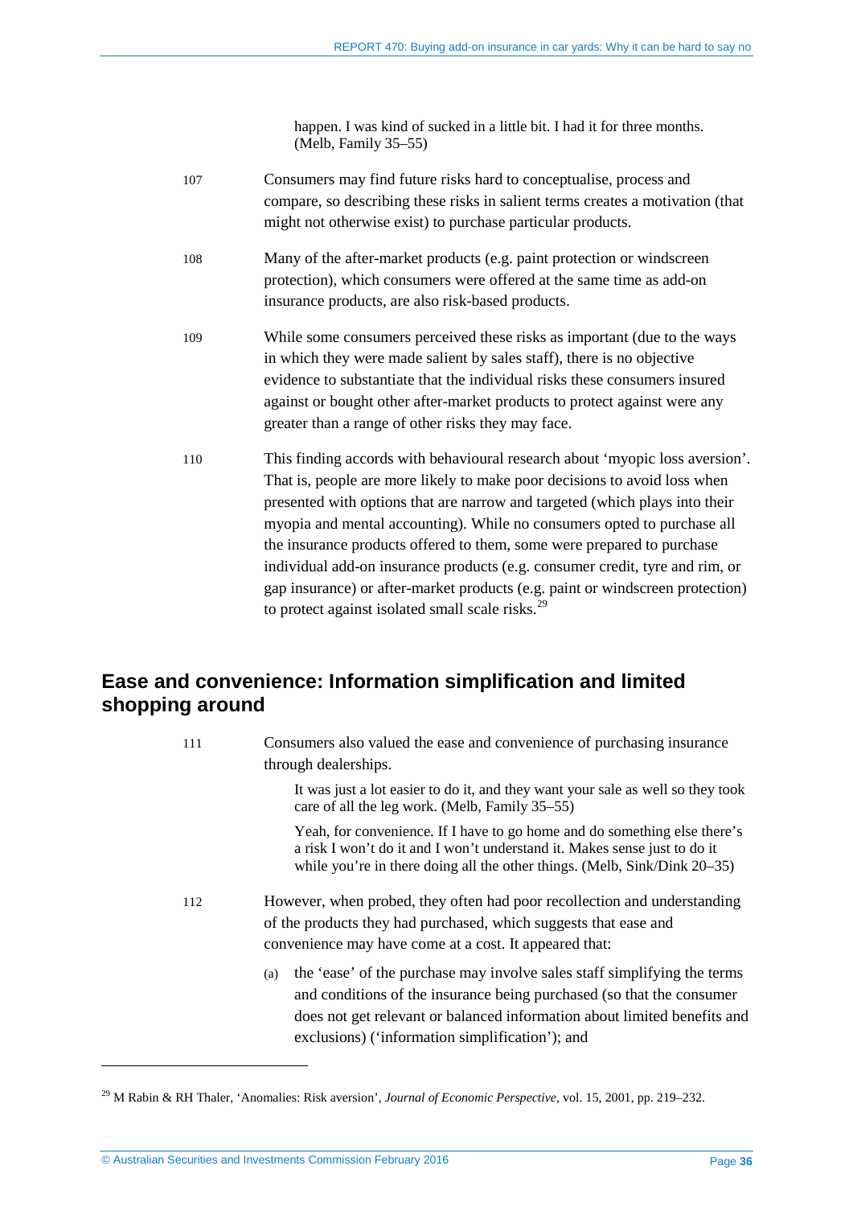> happen. I was kind of sucked in a little bit. I had it for three months. (Melb, Family 35–55)

107 Consumers may find future risks hard to conceptualise, process and compare, so describing these risks in salient terms creates a motivation (that might not otherwise exist) to purchase particular products.

108 Many of the after-market products (e.g. paint protection or windscreen protection), which consumers were offered at the same time as add-on insurance products, are also risk-based products.

109 While some consumers perceived these risks as important (due to the ways in which they were made salient by sales staff), there is no objective evidence to substantiate that the individual risks these consumers insured against or bought other after-market products to protect against were any greater than a range of other risks they may face.

110 This finding accords with behavioural research about 'myopic loss aversion'. That is, people are more likely to make poor decisions to avoid loss when presented with options that are narrow and targeted (which plays into their myopia and mental accounting). While no consumers opted to purchase all the insurance products offered to them, some were prepared to purchase individual add-on insurance products (e.g. consumer credit, tyre and rim, or gap insurance) or after-market products (e.g. paint or windscreen protection) to protect against isolated small scale risks.[29]

## Ease and convenience: Information simplification and limited shopping around

111 Consumers also valued the ease and convenience of purchasing insurance through dealerships.

> It was just a lot easier to do it, and they want your sale as well so they took care of all the leg work. (Melb, Family 35–55)

> Yeah, for convenience. If I have to go home and do something else there's a risk I won't do it and I won't understand it. Makes sense just to do it while you're in there doing all the other things. (Melb, Sink/Dink 20–35)

112 However, when probed, they often had poor recollection and understanding of the products they had purchased, which suggests that ease and convenience may have come at a cost. It appeared that:

(a) the 'ease' of the purchase may involve sales staff simplifying the terms and conditions of the insurance being purchased (so that the consumer does not get relevant or balanced information about limited benefits and exclusions) ('information simplification'); and

---

[29] M Rabin & RH Thaler, 'Anomalies: Risk aversion', *Journal of Economic Perspective*, vol. 15, 2001, pp. 219–232.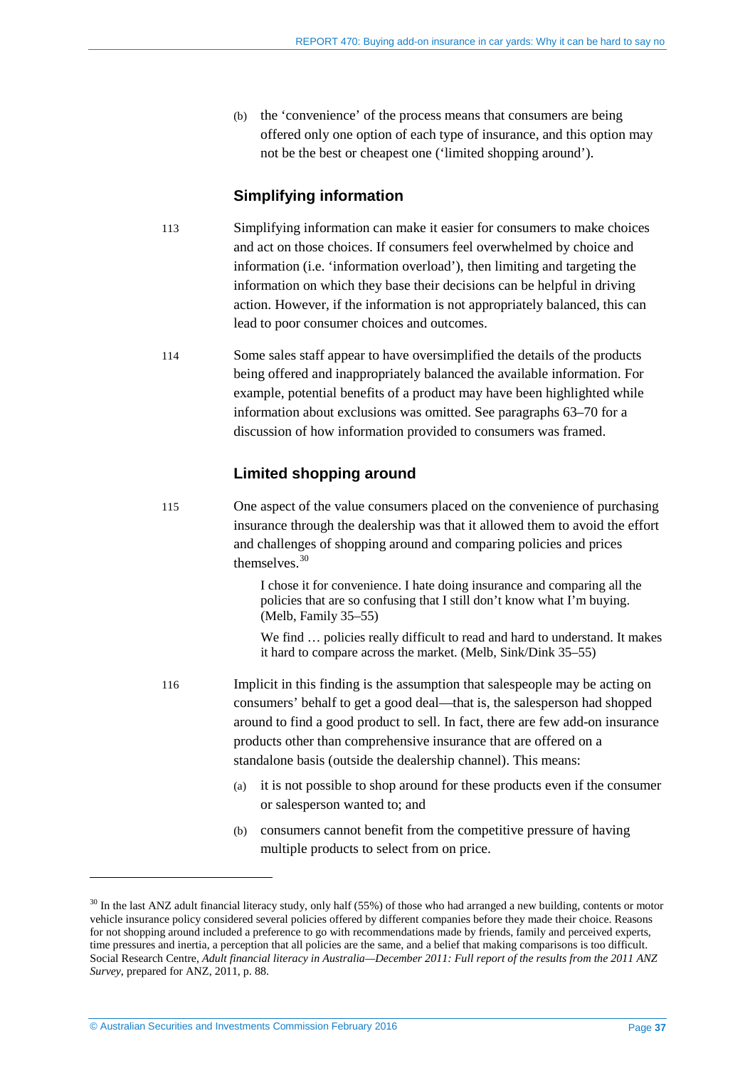(b) the 'convenience' of the process means that consumers are being offered only one option of each type of insurance, and this option may not be the best or cheapest one ('limited shopping around').

### Simplifying information

113 Simplifying information can make it easier for consumers to make choices and act on those choices. If consumers feel overwhelmed by choice and information (i.e. 'information overload'), then limiting and targeting the information on which they base their decisions can be helpful in driving action. However, if the information is not appropriately balanced, this can lead to poor consumer choices and outcomes.

114 Some sales staff appear to have oversimplified the details of the products being offered and inappropriately balanced the available information. For example, potential benefits of a product may have been highlighted while information about exclusions was omitted. See paragraphs 63–70 for a discussion of how information provided to consumers was framed.

### Limited shopping around

115 One aspect of the value consumers placed on the convenience of purchasing insurance through the dealership was that it allowed them to avoid the effort and challenges of shopping around and comparing policies and prices themselves.[30]

> I chose it for convenience. I hate doing insurance and comparing all the policies that are so confusing that I still don't know what I'm buying. (Melb, Family 35–55)
>
> We find … policies really difficult to read and hard to understand. It makes it hard to compare across the market. (Melb, Sink/Dink 35–55)

116 Implicit in this finding is the assumption that salespeople may be acting on consumers' behalf to get a good deal—that is, the salesperson had shopped around to find a good product to sell. In fact, there are few add-on insurance products other than comprehensive insurance that are offered on a standalone basis (outside the dealership channel). This means:

(a) it is not possible to shop around for these products even if the consumer or salesperson wanted to; and

(b) consumers cannot benefit from the competitive pressure of having multiple products to select from on price.

---

[30] In the last ANZ adult financial literacy study, only half (55%) of those who had arranged a new building, contents or motor vehicle insurance policy considered several policies offered by different companies before they made their choice. Reasons for not shopping around included a preference to go with recommendations made by friends, family and perceived experts, time pressures and inertia, a perception that all policies are the same, and a belief that making comparisons is too difficult. Social Research Centre, *Adult financial literacy in Australia—December 2011: Full report of the results from the 2011 ANZ Survey*, prepared for ANZ, 2011, p. 88.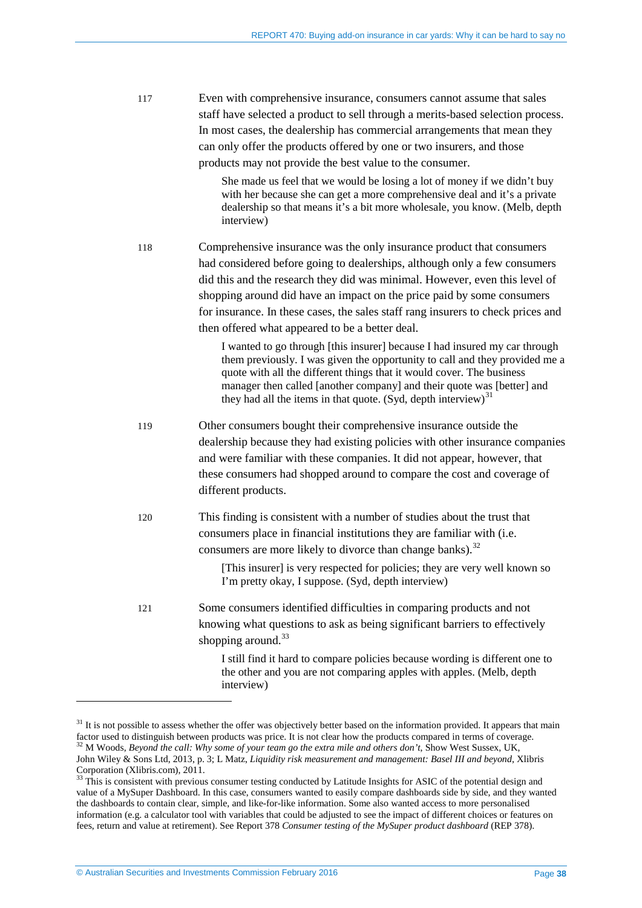117 Even with comprehensive insurance, consumers cannot assume that sales staff have selected a product to sell through a merits-based selection process. In most cases, the dealership has commercial arrangements that mean they can only offer the products offered by one or two insurers, and those products may not provide the best value to the consumer.

> She made us feel that we would be losing a lot of money if we didn't buy with her because she can get a more comprehensive deal and it's a private dealership so that means it's a bit more wholesale, you know. (Melb, depth interview)

118 Comprehensive insurance was the only insurance product that consumers had considered before going to dealerships, although only a few consumers did this and the research they did was minimal. However, even this level of shopping around did have an impact on the price paid by some consumers for insurance. In these cases, the sales staff rang insurers to check prices and then offered what appeared to be a better deal.

> I wanted to go through [this insurer] because I had insured my car through them previously. I was given the opportunity to call and they provided me a quote with all the different things that it would cover. The business manager then called [another company] and their quote was [better] and they had all the items in that quote. (Syd, depth interview)[31]

119 Other consumers bought their comprehensive insurance outside the dealership because they had existing policies with other insurance companies and were familiar with these companies. It did not appear, however, that these consumers had shopped around to compare the cost and coverage of different products.

120 This finding is consistent with a number of studies about the trust that consumers place in financial institutions they are familiar with (i.e. consumers are more likely to divorce than change banks).[32]

> [This insurer] is very respected for policies; they are very well known so I'm pretty okay, I suppose. (Syd, depth interview)

121 Some consumers identified difficulties in comparing products and not knowing what questions to ask as being significant barriers to effectively shopping around.[33]

> I still find it hard to compare policies because wording is different one to the other and you are not comparing apples with apples. (Melb, depth interview)

---

[31] It is not possible to assess whether the offer was objectively better based on the information provided. It appears that main factor used to distinguish between products was price. It is not clear how the products compared in terms of coverage.

[32] M Woods, *Beyond the call: Why some of your team go the extra mile and others don't*, Show West Sussex, UK, John Wiley & Sons Ltd, 2013, p. 3; L Matz, *Liquidity risk measurement and management: Basel III and beyond*, Xlibris Corporation (Xlibris.com), 2011.

[33] This is consistent with previous consumer testing conducted by Latitude Insights for ASIC of the potential design and value of a MySuper Dashboard. In this case, consumers wanted to easily compare dashboards side by side, and they wanted the dashboards to contain clear, simple, and like-for-like information. Some also wanted access to more personalised information (e.g. a calculator tool with variables that could be adjusted to see the impact of different choices or features on fees, return and value at retirement). See Report 378 *Consumer testing of the MySuper product dashboard* (REP 378).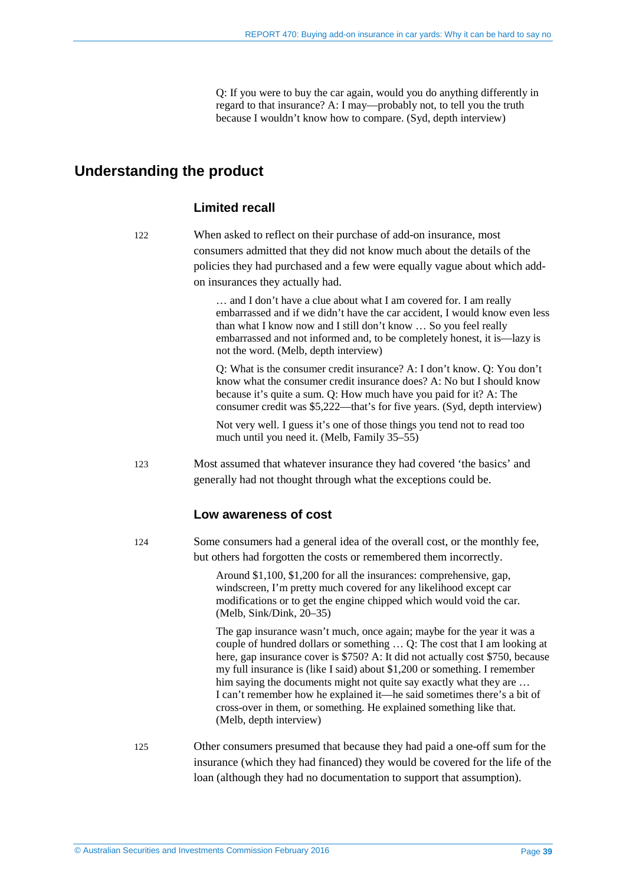> Q: If you were to buy the car again, would you do anything differently in regard to that insurance? A: I may—probably not, to tell you the truth because I wouldn't know how to compare. (Syd, depth interview)

## Understanding the product

### Limited recall

122 When asked to reflect on their purchase of add-on insurance, most consumers admitted that they did not know much about the details of the policies they had purchased and a few were equally vague about which add-on insurances they actually had.

> … and I don't have a clue about what I am covered for. I am really embarrassed and if we didn't have the car accident, I would know even less than what I know now and I still don't know … So you feel really embarrassed and not informed and, to be completely honest, it is—lazy is not the word. (Melb, depth interview)

> Q: What is the consumer credit insurance? A: I don't know. Q: You don't know what the consumer credit insurance does? A: No but I should know because it's quite a sum. Q: How much have you paid for it? A: The consumer credit was $5,222—that's for five years. (Syd, depth interview)

> Not very well. I guess it's one of those things you tend not to read too much until you need it. (Melb, Family 35–55)

123 Most assumed that whatever insurance they had covered 'the basics' and generally had not thought through what the exceptions could be.

### Low awareness of cost

124 Some consumers had a general idea of the overall cost, or the monthly fee, but others had forgotten the costs or remembered them incorrectly.

> Around $1,100, $1,200 for all the insurances: comprehensive, gap, windscreen, I'm pretty much covered for any likelihood except car modifications or to get the engine chipped which would void the car. (Melb, Sink/Dink, 20–35)

> The gap insurance wasn't much, once again; maybe for the year it was a couple of hundred dollars or something … Q: The cost that I am looking at here, gap insurance cover is $750? A: It did not actually cost $750, because my full insurance is (like I said) about $1,200 or something. I remember him saying the documents might not quite say exactly what they are … I can't remember how he explained it—he said sometimes there's a bit of cross-over in them, or something. He explained something like that. (Melb, depth interview)

125 Other consumers presumed that because they had paid a one-off sum for the insurance (which they had financed) they would be covered for the life of the loan (although they had no documentation to support that assumption).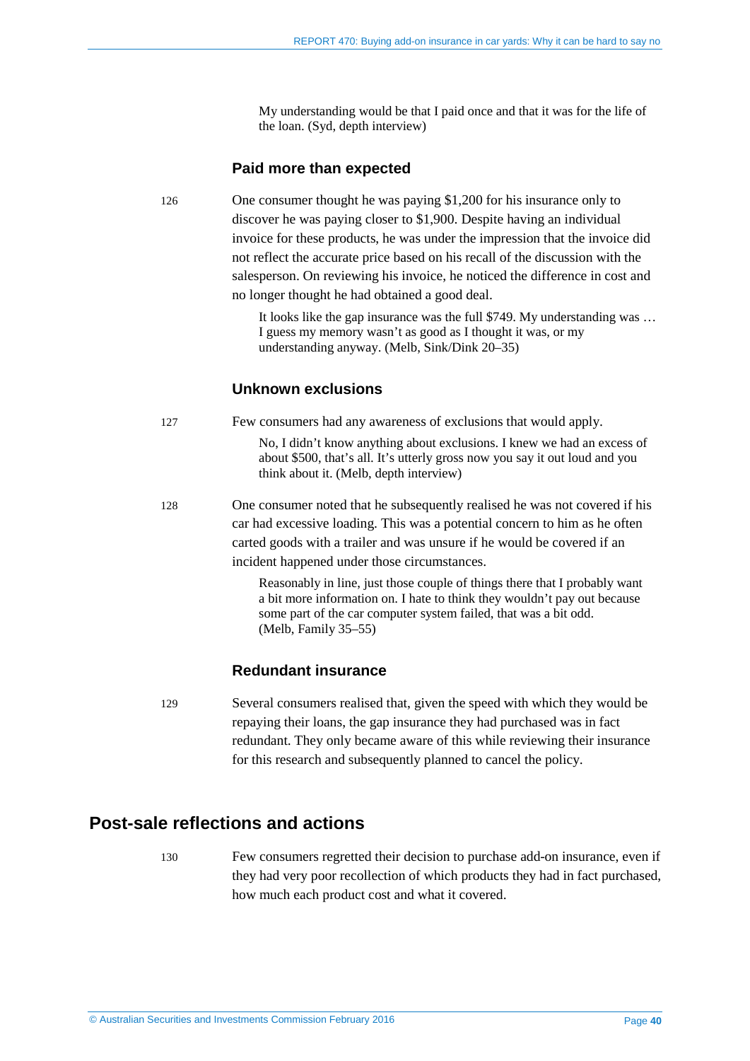> My understanding would be that I paid once and that it was for the life of the loan. (Syd, depth interview)

### Paid more than expected

126 One consumer thought he was paying $1,200 for his insurance only to discover he was paying closer to $1,900. Despite having an individual invoice for these products, he was under the impression that the invoice did not reflect the accurate price based on his recall of the discussion with the salesperson. On reviewing his invoice, he noticed the difference in cost and no longer thought he had obtained a good deal.

> It looks like the gap insurance was the full $749. My understanding was … I guess my memory wasn't as good as I thought it was, or my understanding anyway. (Melb, Sink/Dink 20–35)

### Unknown exclusions

127 Few consumers had any awareness of exclusions that would apply.

> No, I didn't know anything about exclusions. I knew we had an excess of about $500, that's all. It's utterly gross now you say it out loud and you think about it. (Melb, depth interview)

128 One consumer noted that he subsequently realised he was not covered if his car had excessive loading. This was a potential concern to him as he often carted goods with a trailer and was unsure if he would be covered if an incident happened under those circumstances.

> Reasonably in line, just those couple of things there that I probably want a bit more information on. I hate to think they wouldn't pay out because some part of the car computer system failed, that was a bit odd. (Melb, Family 35–55)

### Redundant insurance

129 Several consumers realised that, given the speed with which they would be repaying their loans, the gap insurance they had purchased was in fact redundant. They only became aware of this while reviewing their insurance for this research and subsequently planned to cancel the policy.

## Post-sale reflections and actions

130 Few consumers regretted their decision to purchase add-on insurance, even if they had very poor recollection of which products they had in fact purchased, how much each product cost and what it covered.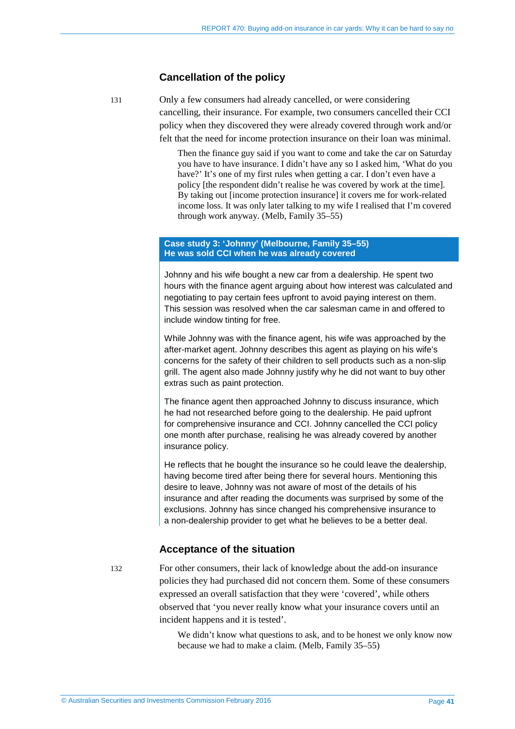## Cancellation of the policy

131 Only a few consumers had already cancelled, or were considering cancelling, their insurance. For example, two consumers cancelled their CCI policy when they discovered they were already covered through work and/or felt that the need for income protection insurance on their loan was minimal.

> Then the finance guy said if you want to come and take the car on Saturday you have to have insurance. I didn't have any so I asked him, 'What do you have?' It's one of my first rules when getting a car. I don't even have a policy [the respondent didn't realise he was covered by work at the time]. By taking out [income protection insurance] it covers me for work-related income loss. It was only later talking to my wife I realised that I'm covered through work anyway. (Melb, Family 35–55)

**Case study 3: 'Johnny' (Melbourne, Family 35–55)**
**He was sold CCI when he was already covered**

Johnny and his wife bought a new car from a dealership. He spent two hours with the finance agent arguing about how interest was calculated and negotiating to pay certain fees upfront to avoid paying interest on them. This session was resolved when the car salesman came in and offered to include window tinting for free.

While Johnny was with the finance agent, his wife was approached by the after-market agent. Johnny describes this agent as playing on his wife's concerns for the safety of their children to sell products such as a non-slip grill. The agent also made Johnny justify why he did not want to buy other extras such as paint protection.

The finance agent then approached Johnny to discuss insurance, which he had not researched before going to the dealership. He paid upfront for comprehensive insurance and CCI. Johnny cancelled the CCI policy one month after purchase, realising he was already covered by another insurance policy.

He reflects that he bought the insurance so he could leave the dealership, having become tired after being there for several hours. Mentioning this desire to leave, Johnny was not aware of most of the details of his insurance and after reading the documents was surprised by some of the exclusions. Johnny has since changed his comprehensive insurance to a non-dealership provider to get what he believes to be a better deal.

## Acceptance of the situation

132 For other consumers, their lack of knowledge about the add-on insurance policies they had purchased did not concern them. Some of these consumers expressed an overall satisfaction that they were 'covered', while others observed that 'you never really know what your insurance covers until an incident happens and it is tested'.

> We didn't know what questions to ask, and to be honest we only know now because we had to make a claim. (Melb, Family 35–55)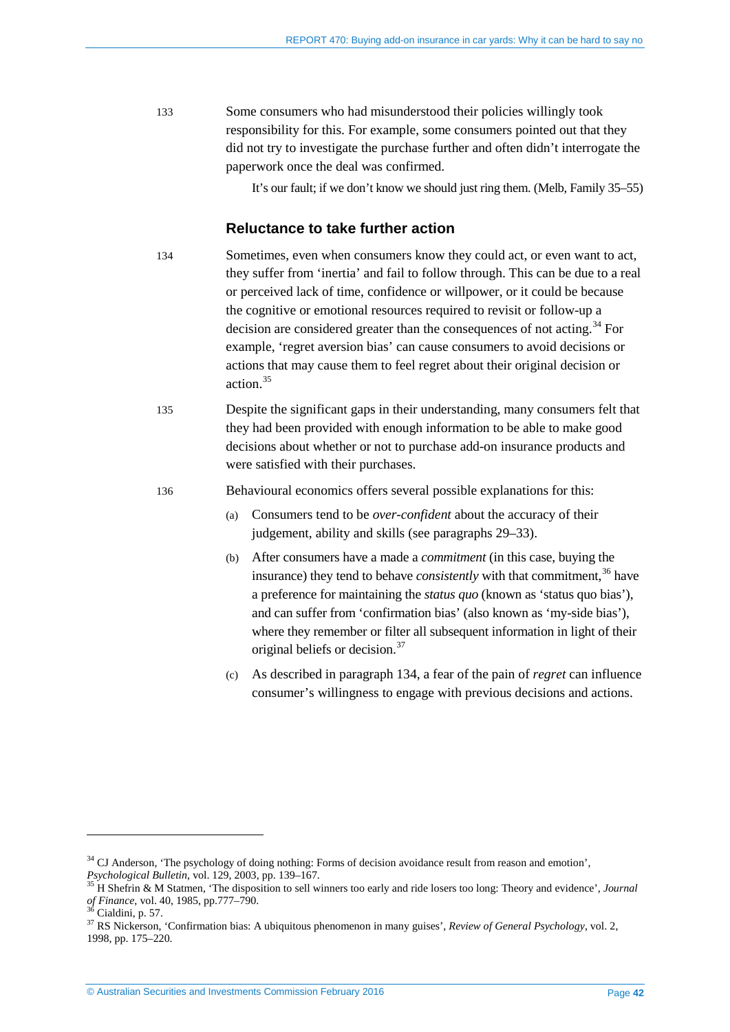133 Some consumers who had misunderstood their policies willingly took responsibility for this. For example, some consumers pointed out that they did not try to investigate the purchase further and often didn't interrogate the paperwork once the deal was confirmed.

> It's our fault; if we don't know we should just ring them. (Melb, Family 35–55)

### Reluctance to take further action

134 Sometimes, even when consumers know they could act, or even want to act, they suffer from 'inertia' and fail to follow through. This can be due to a real or perceived lack of time, confidence or willpower, or it could be because the cognitive or emotional resources required to revisit or follow-up a decision are considered greater than the consequences of not acting.[34] For example, 'regret aversion bias' can cause consumers to avoid decisions or actions that may cause them to feel regret about their original decision or action.[35]

135 Despite the significant gaps in their understanding, many consumers felt that they had been provided with enough information to be able to make good decisions about whether or not to purchase add-on insurance products and were satisfied with their purchases.

136 Behavioural economics offers several possible explanations for this:

(a) Consumers tend to be *over-confident* about the accuracy of their judgement, ability and skills (see paragraphs 29–33).

(b) After consumers have a made a *commitment* (in this case, buying the insurance) they tend to behave *consistently* with that commitment,[36] have a preference for maintaining the *status quo* (known as 'status quo bias'), and can suffer from 'confirmation bias' (also known as 'my-side bias'), where they remember or filter all subsequent information in light of their original beliefs or decision.[37]

(c) As described in paragraph 134, a fear of the pain of *regret* can influence consumer's willingness to engage with previous decisions and actions.

---

[34] CJ Anderson, 'The psychology of doing nothing: Forms of decision avoidance result from reason and emotion', *Psychological Bulletin*, vol. 129, 2003, pp. 139–167.

[35] H Shefrin & M Statmen, 'The disposition to sell winners too early and ride losers too long: Theory and evidence', *Journal of Finance*, vol. 40, 1985, pp.777–790.

[36] Cialdini, p. 57.

[37] RS Nickerson, 'Confirmation bias: A ubiquitous phenomenon in many guises', *Review of General Psychology*, vol. 2, 1998, pp. 175–220.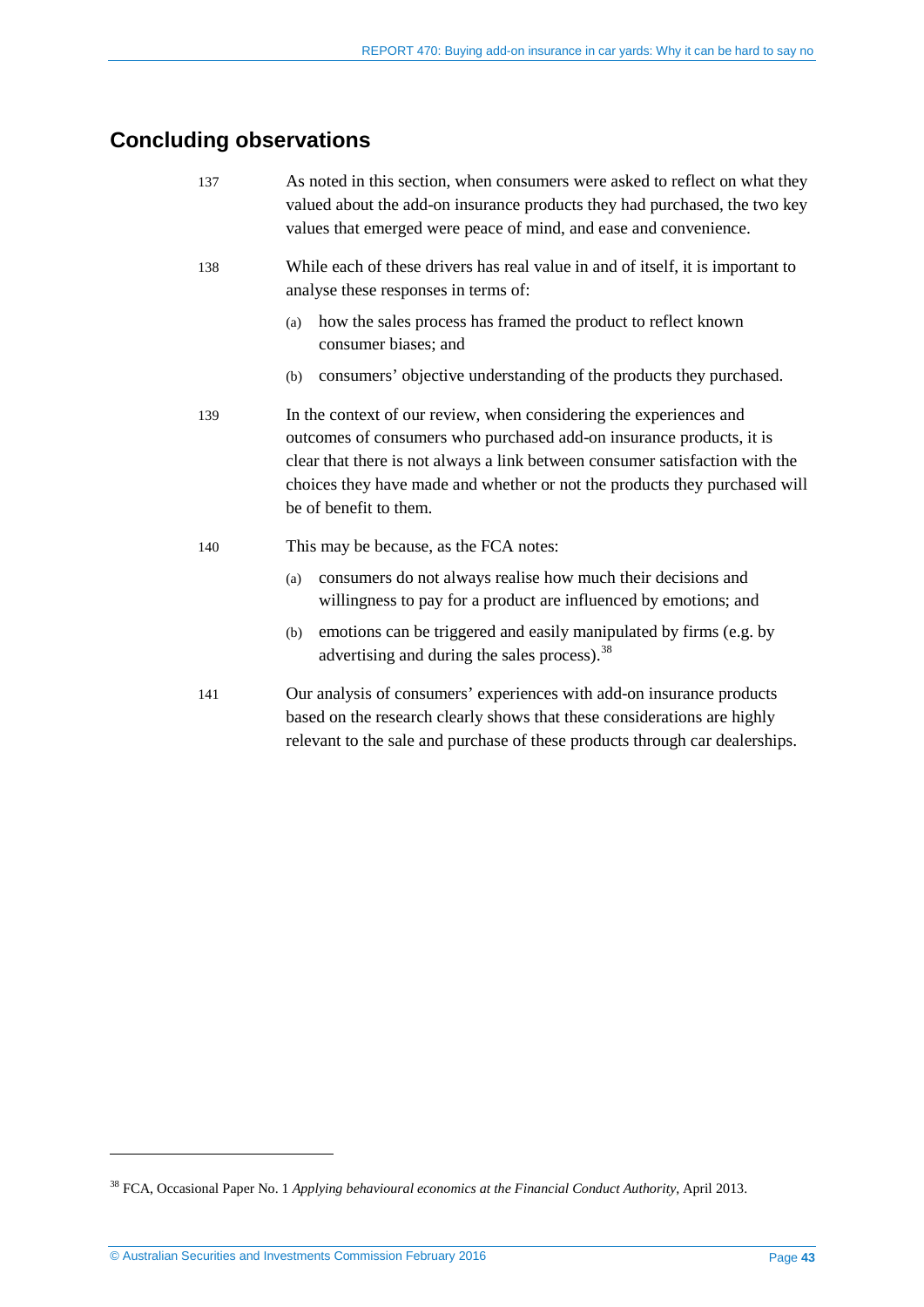## Concluding observations

137 As noted in this section, when consumers were asked to reflect on what they valued about the add-on insurance products they had purchased, the two key values that emerged were peace of mind, and ease and convenience.

138 While each of these drivers has real value in and of itself, it is important to analyse these responses in terms of:

(a) how the sales process has framed the product to reflect known consumer biases; and

(b) consumers' objective understanding of the products they purchased.

139 In the context of our review, when considering the experiences and outcomes of consumers who purchased add-on insurance products, it is clear that there is not always a link between consumer satisfaction with the choices they have made and whether or not the products they purchased will be of benefit to them.

140 This may be because, as the FCA notes:

(a) consumers do not always realise how much their decisions and willingness to pay for a product are influenced by emotions; and

(b) emotions can be triggered and easily manipulated by firms (e.g. by advertising and during the sales process).[38]

141 Our analysis of consumers' experiences with add-on insurance products based on the research clearly shows that these considerations are highly relevant to the sale and purchase of these products through car dealerships.

---

[38] FCA, Occasional Paper No. 1 *Applying behavioural economics at the Financial Conduct Authority*, April 2013.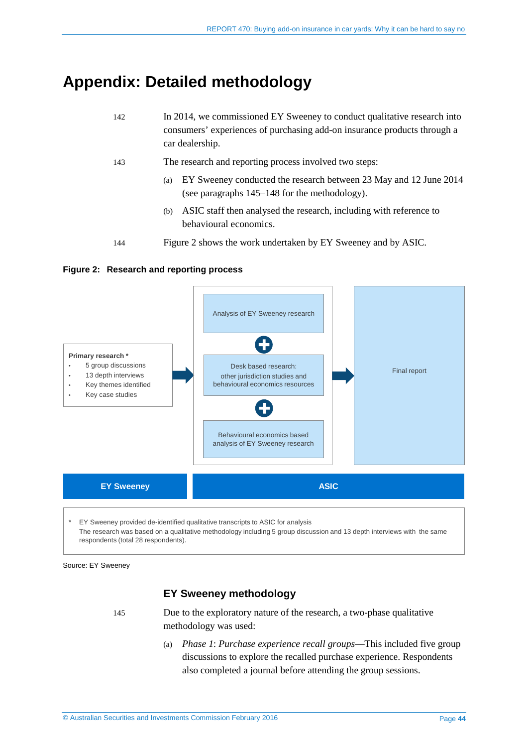# Appendix: Detailed methodology

142 In 2014, we commissioned EY Sweeney to conduct qualitative research into consumers' experiences of purchasing add-on insurance products through a car dealership.

143 The research and reporting process involved two steps:

(a) EY Sweeney conducted the research between 23 May and 12 June 2014 (see paragraphs 145–148 for the methodology).

(b) ASIC staff then analysed the research, including with reference to behavioural economics.

144 Figure 2 shows the work undertaken by EY Sweeney and by ASIC.

**Figure 2: Research and reporting process**

**EY Sweeney**

**Primary research ***
- 5 group discussions
- 13 depth interviews
- Key themes identified
- Key case studies

→

**ASIC**

Analysis of EY Sweeney research
+
Desk based research: other jurisdiction studies and behavioural economics resources
+
Behavioural economics based analysis of EY Sweeney research

→

Final report

\* EY Sweeney provided de-identified qualitative transcripts to ASIC for analysis
The research was based on a qualitative methodology including 5 group discussion and 13 depth interviews with the same respondents (total 28 respondents).

Source: EY Sweeney

## EY Sweeney methodology

145 Due to the exploratory nature of the research, a two-phase qualitative methodology was used:

(a) *Phase 1*: *Purchase experience recall groups*—This included five group discussions to explore the recalled purchase experience. Respondents also completed a journal before attending the group sessions.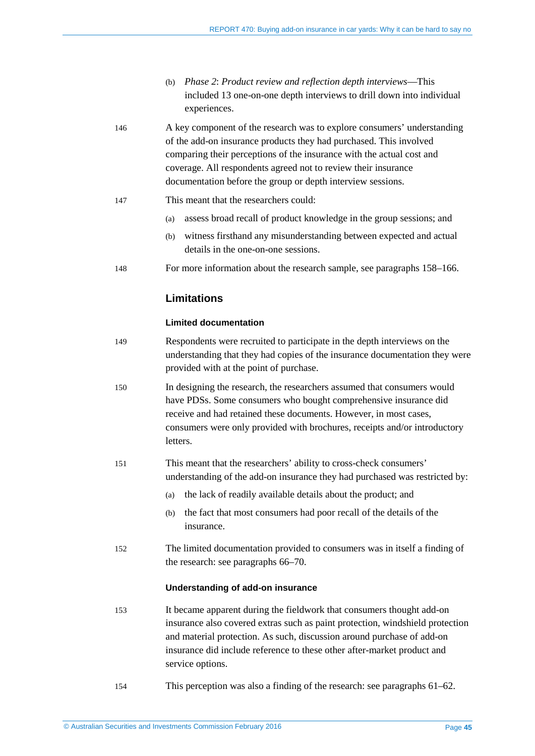(b) *Phase 2*: *Product review and reflection depth interviews*—This included 13 one-on-one depth interviews to drill down into individual experiences.

146 A key component of the research was to explore consumers' understanding of the add-on insurance products they had purchased. This involved comparing their perceptions of the insurance with the actual cost and coverage. All respondents agreed not to review their insurance documentation before the group or depth interview sessions.

147 This meant that the researchers could:

(a) assess broad recall of product knowledge in the group sessions; and

(b) witness firsthand any misunderstanding between expected and actual details in the one-on-one sessions.

148 For more information about the research sample, see paragraphs 158–166.

## Limitations

### Limited documentation

149 Respondents were recruited to participate in the depth interviews on the understanding that they had copies of the insurance documentation they were provided with at the point of purchase.

150 In designing the research, the researchers assumed that consumers would have PDSs. Some consumers who bought comprehensive insurance did receive and had retained these documents. However, in most cases, consumers were only provided with brochures, receipts and/or introductory letters.

151 This meant that the researchers' ability to cross-check consumers' understanding of the add-on insurance they had purchased was restricted by:

(a) the lack of readily available details about the product; and

(b) the fact that most consumers had poor recall of the details of the insurance.

152 The limited documentation provided to consumers was in itself a finding of the research: see paragraphs 66–70.

### Understanding of add-on insurance

153 It became apparent during the fieldwork that consumers thought add-on insurance also covered extras such as paint protection, windshield protection and material protection. As such, discussion around purchase of add-on insurance did include reference to these other after-market product and service options.

154 This perception was also a finding of the research: see paragraphs 61–62.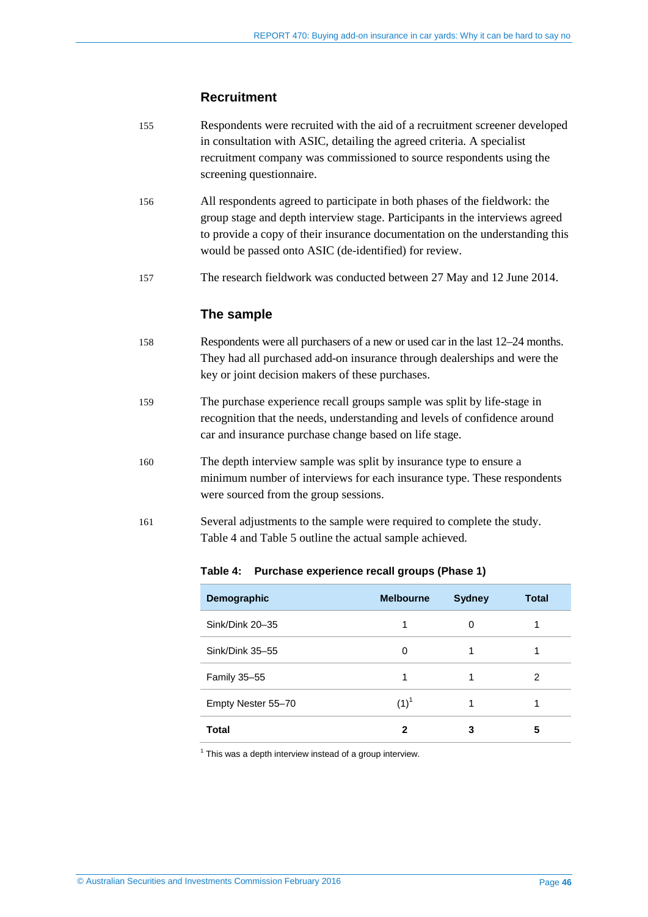### Recruitment

155 Respondents were recruited with the aid of a recruitment screener developed in consultation with ASIC, detailing the agreed criteria. A specialist recruitment company was commissioned to source respondents using the screening questionnaire.

156 All respondents agreed to participate in both phases of the fieldwork: the group stage and depth interview stage. Participants in the interviews agreed to provide a copy of their insurance documentation on the understanding this would be passed onto ASIC (de-identified) for review.

157 The research fieldwork was conducted between 27 May and 12 June 2014.

### The sample

158 Respondents were all purchasers of a new or used car in the last 12–24 months. They had all purchased add-on insurance through dealerships and were the key or joint decision makers of these purchases.

159 The purchase experience recall groups sample was split by life-stage in recognition that the needs, understanding and levels of confidence around car and insurance purchase change based on life stage.

160 The depth interview sample was split by insurance type to ensure a minimum number of interviews for each insurance type. These respondents were sourced from the group sessions.

161 Several adjustments to the sample were required to complete the study. Table 4 and Table 5 outline the actual sample achieved.

**Table 4: Purchase experience recall groups (Phase 1)**

| Demographic | Melbourne | Sydney | Total |
|---|---|---|---|
| Sink/Dink 20–35 | 1 | 0 | 1 |
| Sink/Dink 35–55 | 0 | 1 | 1 |
| Family 35–55 | 1 | 1 | 2 |
| Empty Nester 55–70 | (1)[1] | 1 | 1 |
| **Total** | **2** | **3** | **5** |

[1] This was a depth interview instead of a group interview.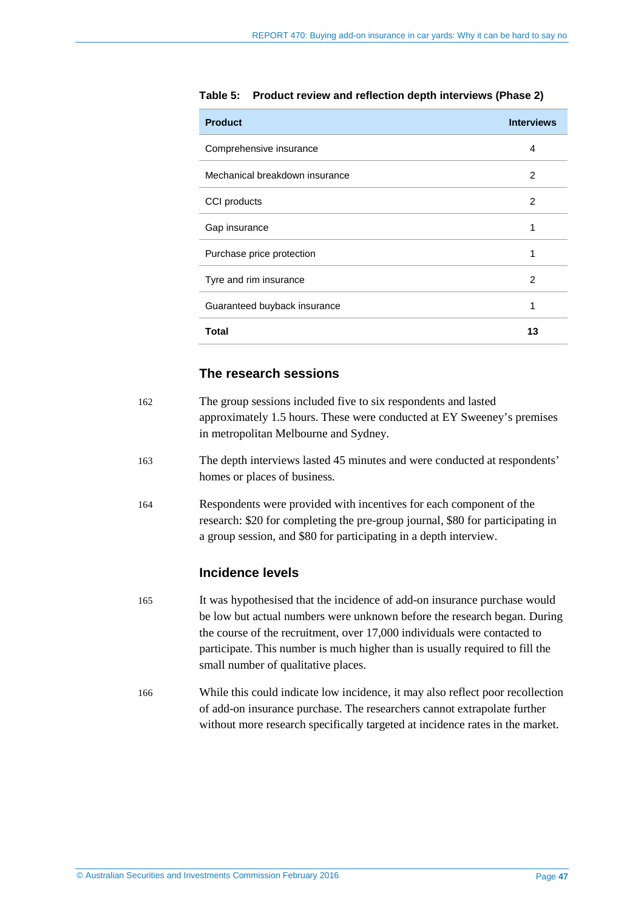**Table 5: Product review and reflection depth interviews (Phase 2)**

| Product | Interviews |
|---|---|
| Comprehensive insurance | 4 |
| Mechanical breakdown insurance | 2 |
| CCI products | 2 |
| Gap insurance | 1 |
| Purchase price protection | 1 |
| Tyre and rim insurance | 2 |
| Guaranteed buyback insurance | 1 |
| **Total** | **13** |

## The research sessions

162 The group sessions included five to six respondents and lasted approximately 1.5 hours. These were conducted at EY Sweeney's premises in metropolitan Melbourne and Sydney.

163 The depth interviews lasted 45 minutes and were conducted at respondents' homes or places of business.

164 Respondents were provided with incentives for each component of the research: $20 for completing the pre-group journal, $80 for participating in a group session, and $80 for participating in a depth interview.

## Incidence levels

165 It was hypothesised that the incidence of add-on insurance purchase would be low but actual numbers were unknown before the research began. During the course of the recruitment, over 17,000 individuals were contacted to participate. This number is much higher than is usually required to fill the small number of qualitative places.

166 While this could indicate low incidence, it may also reflect poor recollection of add-on insurance purchase. The researchers cannot extrapolate further without more research specifically targeted at incidence rates in the market.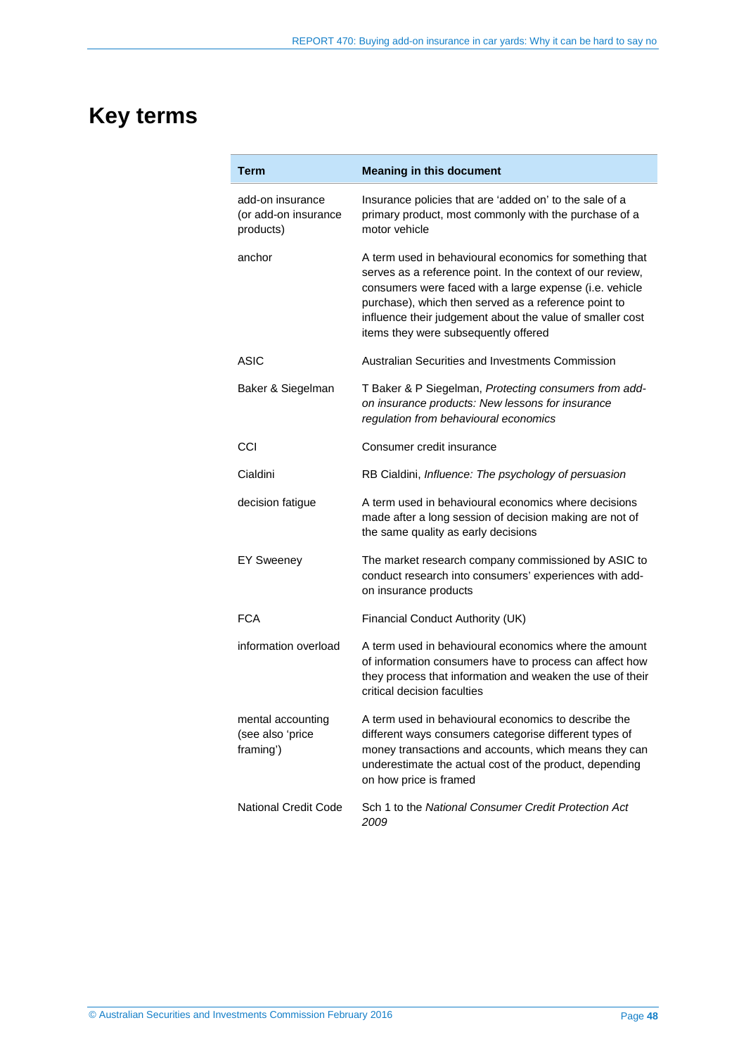# Key terms

| Term | Meaning in this document |
|---|---|
| add-on insurance (or add-on insurance products) | Insurance policies that are 'added on' to the sale of a primary product, most commonly with the purchase of a motor vehicle |
| anchor | A term used in behavioural economics for something that serves as a reference point. In the context of our review, consumers were faced with a large expense (i.e. vehicle purchase), which then served as a reference point to influence their judgement about the value of smaller cost items they were subsequently offered |
| ASIC | Australian Securities and Investments Commission |
| Baker & Siegelman | T Baker & P Siegelman, *Protecting consumers from add-on insurance products: New lessons for insurance regulation from behavioural economics* |
| CCI | Consumer credit insurance |
| Cialdini | RB Cialdini, *Influence: The psychology of persuasion* |
| decision fatigue | A term used in behavioural economics where decisions made after a long session of decision making are not of the same quality as early decisions |
| EY Sweeney | The market research company commissioned by ASIC to conduct research into consumers' experiences with add-on insurance products |
| FCA | Financial Conduct Authority (UK) |
| information overload | A term used in behavioural economics where the amount of information consumers have to process can affect how they process that information and weaken the use of their critical decision faculties |
| mental accounting (see also 'price framing') | A term used in behavioural economics to describe the different ways consumers categorise different types of money transactions and accounts, which means they can underestimate the actual cost of the product, depending on how price is framed |
| National Credit Code | Sch 1 to the *National Consumer Credit Protection Act 2009* |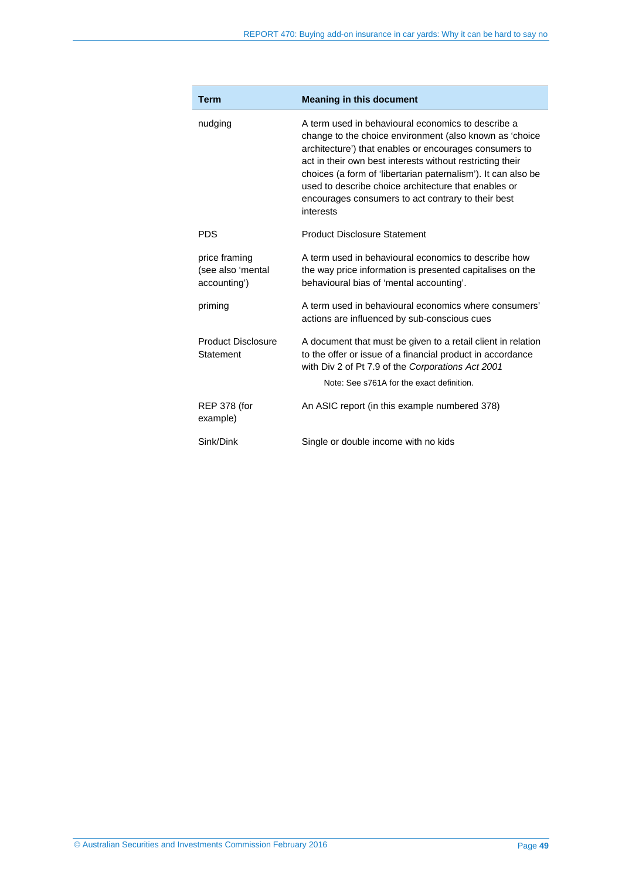| Term | Meaning in this document |
|---|---|
| nudging | A term used in behavioural economics to describe a change to the choice environment (also known as 'choice architecture') that enables or encourages consumers to act in their own best interests without restricting their choices (a form of 'libertarian paternalism'). It can also be used to describe choice architecture that enables or encourages consumers to act contrary to their best interests |
| PDS | Product Disclosure Statement |
| price framing (see also 'mental accounting') | A term used in behavioural economics to describe how the way price information is presented capitalises on the behavioural bias of 'mental accounting'. |
| priming | A term used in behavioural economics where consumers' actions are influenced by sub-conscious cues |
| Product Disclosure Statement | A document that must be given to a retail client in relation to the offer or issue of a financial product in accordance with Div 2 of Pt 7.9 of the *Corporations Act 2001*<br><br>Note: See s761A for the exact definition. |
| REP 378 (for example) | An ASIC report (in this example numbered 378) |
| Sink/Dink | Single or double income with no kids |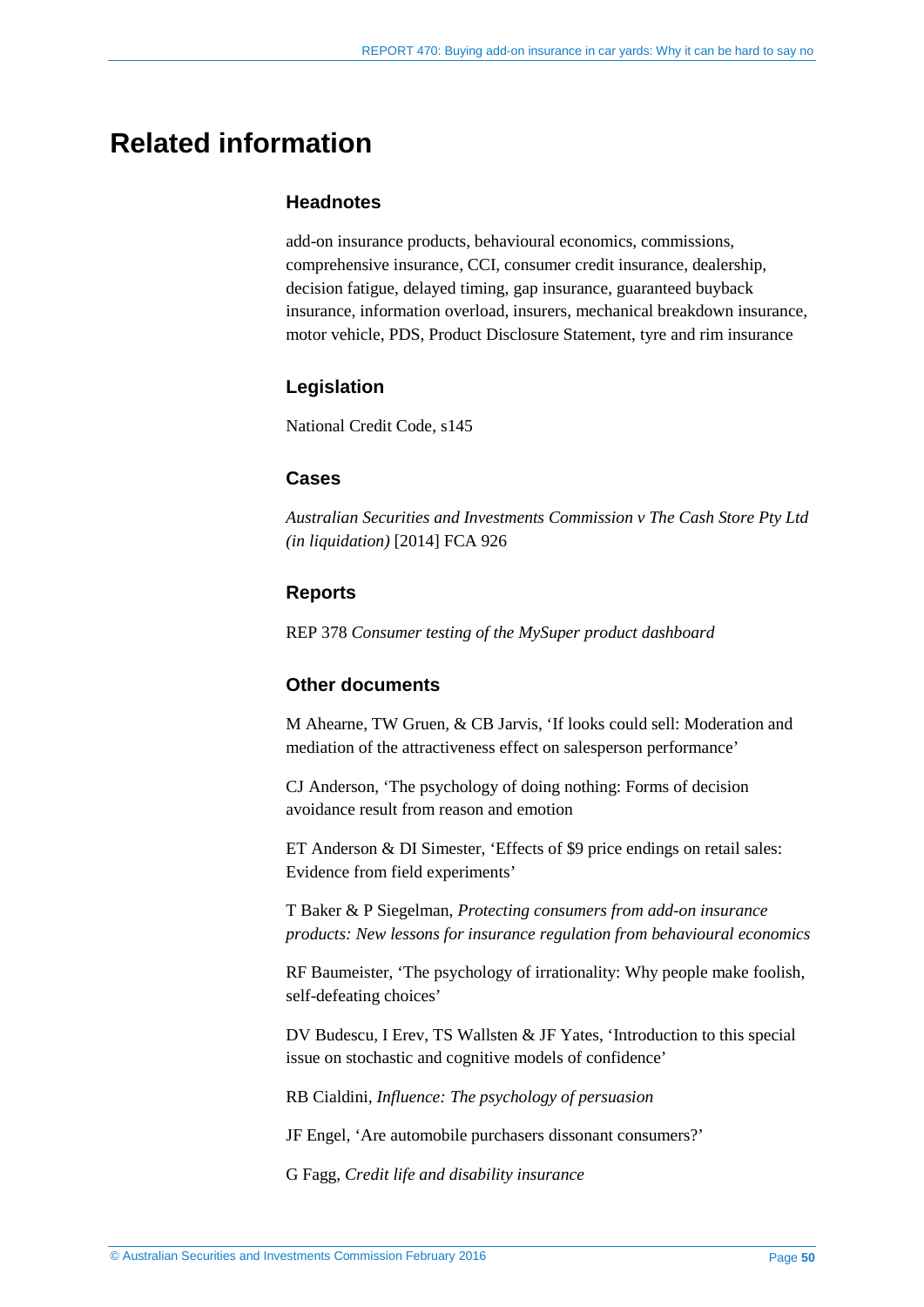# Related information

### Headnotes

add-on insurance products, behavioural economics, commissions, comprehensive insurance, CCI, consumer credit insurance, dealership, decision fatigue, delayed timing, gap insurance, guaranteed buyback insurance, information overload, insurers, mechanical breakdown insurance, motor vehicle, PDS, Product Disclosure Statement, tyre and rim insurance

### Legislation

National Credit Code, s145

### Cases

*Australian Securities and Investments Commission v The Cash Store Pty Ltd (in liquidation)* [2014] FCA 926

### Reports

REP 378 *Consumer testing of the MySuper product dashboard*

### Other documents

M Ahearne, TW Gruen, & CB Jarvis, 'If looks could sell: Moderation and mediation of the attractiveness effect on salesperson performance'

CJ Anderson, 'The psychology of doing nothing: Forms of decision avoidance result from reason and emotion

ET Anderson & DI Simester, 'Effects of $9 price endings on retail sales: Evidence from field experiments'

T Baker & P Siegelman, *Protecting consumers from add-on insurance products: New lessons for insurance regulation from behavioural economics*

RF Baumeister, 'The psychology of irrationality: Why people make foolish, self-defeating choices'

DV Budescu, I Erev, TS Wallsten & JF Yates, 'Introduction to this special issue on stochastic and cognitive models of confidence'

RB Cialdini, *Influence: The psychology of persuasion*

JF Engel, 'Are automobile purchasers dissonant consumers?'

G Fagg, *Credit life and disability insurance*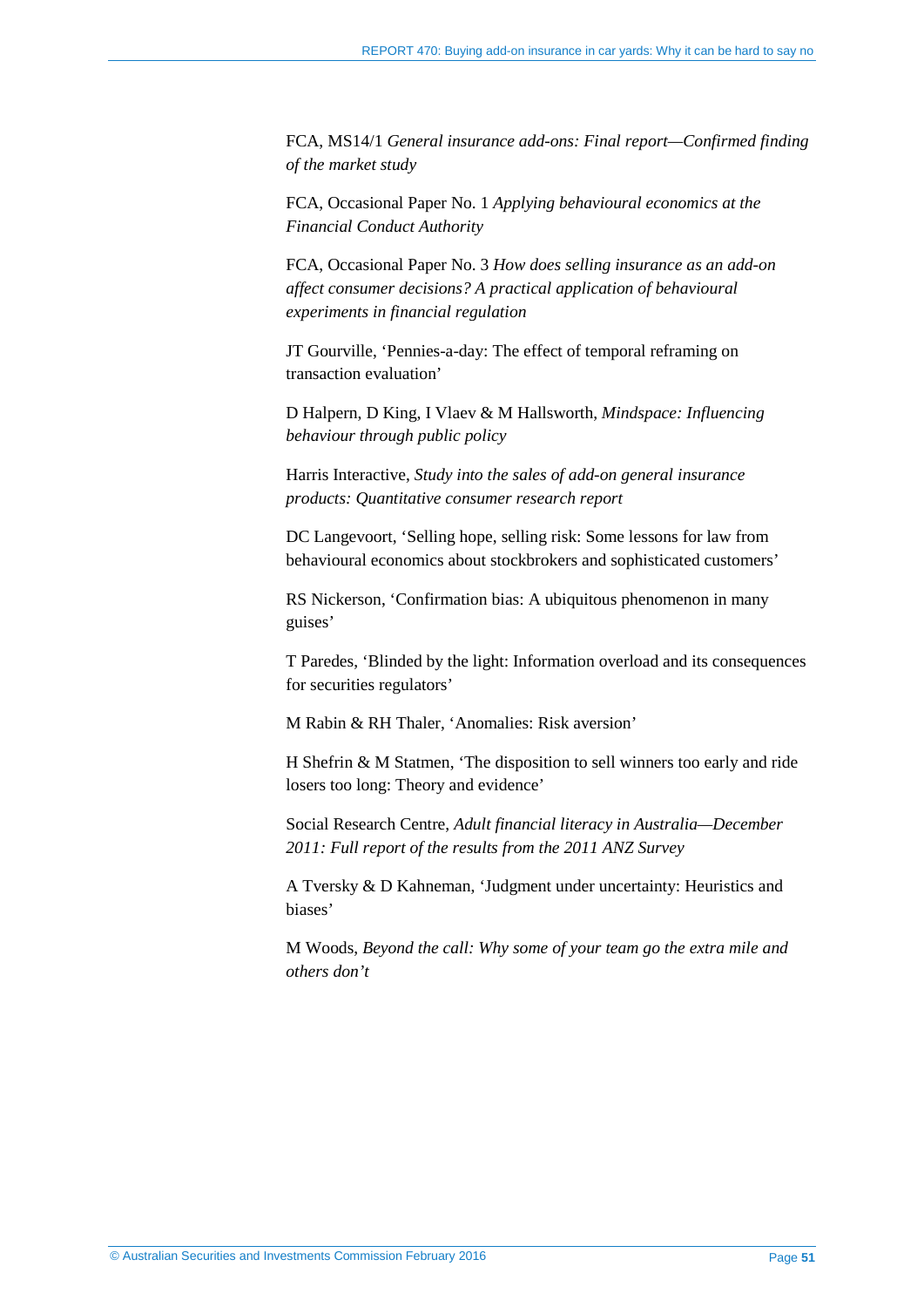FCA, MS14/1 *General insurance add-ons: Final report—Confirmed finding of the market study*

FCA, Occasional Paper No. 1 *Applying behavioural economics at the Financial Conduct Authority*

FCA, Occasional Paper No. 3 *How does selling insurance as an add-on affect consumer decisions? A practical application of behavioural experiments in financial regulation*

JT Gourville, 'Pennies-a-day: The effect of temporal reframing on transaction evaluation'

D Halpern, D King, I Vlaev & M Hallsworth, *Mindspace: Influencing behaviour through public policy*

Harris Interactive, *Study into the sales of add-on general insurance products: Quantitative consumer research report*

DC Langevoort, 'Selling hope, selling risk: Some lessons for law from behavioural economics about stockbrokers and sophisticated customers'

RS Nickerson, 'Confirmation bias: A ubiquitous phenomenon in many guises'

T Paredes, 'Blinded by the light: Information overload and its consequences for securities regulators'

M Rabin & RH Thaler, 'Anomalies: Risk aversion'

H Shefrin & M Statmen, 'The disposition to sell winners too early and ride losers too long: Theory and evidence'

Social Research Centre, *Adult financial literacy in Australia—December 2011: Full report of the results from the 2011 ANZ Survey*

A Tversky & D Kahneman, 'Judgment under uncertainty: Heuristics and biases'

M Woods, *Beyond the call: Why some of your team go the extra mile and others don't*